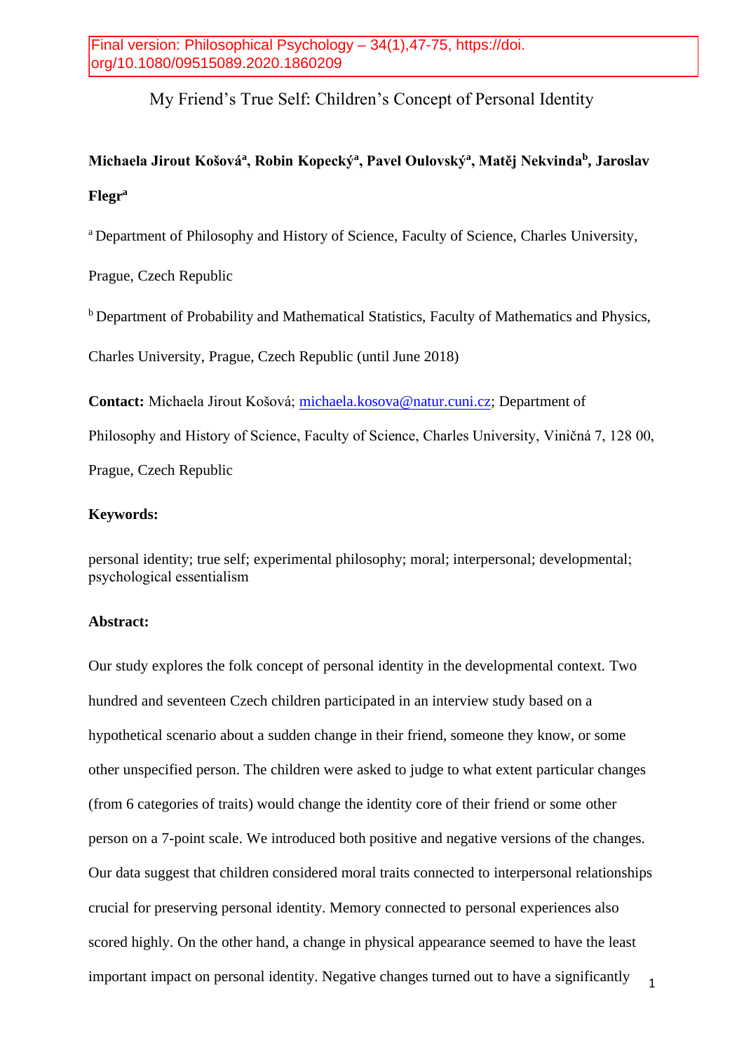Final version: Philosophical Psychology – 34(1),47-75, https://doi.org/10.1080/09515089.2020.1860209

# My Friend's True Self: Children's Concept of Personal Identity

**Michaela Jirout Košová[a], Robin Kopecký[a], Pavel Oulovský[a], Matěj Nekvinda[b], Jaroslav Flegr[a]**

[a] Department of Philosophy and History of Science, Faculty of Science, Charles University, Prague, Czech Republic

[b] Department of Probability and Mathematical Statistics, Faculty of Mathematics and Physics, Charles University, Prague, Czech Republic (until June 2018)

**Contact:** Michaela Jirout Košová; michaela.kosova@natur.cuni.cz; Department of Philosophy and History of Science, Faculty of Science, Charles University, Viničná 7, 128 00, Prague, Czech Republic

**Keywords:**

personal identity; true self; experimental philosophy; moral; interpersonal; developmental; psychological essentialism

**Abstract:**

Our study explores the folk concept of personal identity in the developmental context. Two hundred and seventeen Czech children participated in an interview study based on a hypothetical scenario about a sudden change in their friend, someone they know, or some other unspecified person. The children were asked to judge to what extent particular changes (from 6 categories of traits) would change the identity core of their friend or some other person on a 7-point scale. We introduced both positive and negative versions of the changes. Our data suggest that children considered moral traits connected to interpersonal relationships crucial for preserving personal identity. Memory connected to personal experiences also scored highly. On the other hand, a change in physical appearance seemed to have the least important impact on personal identity. Negative changes turned out to have a significantly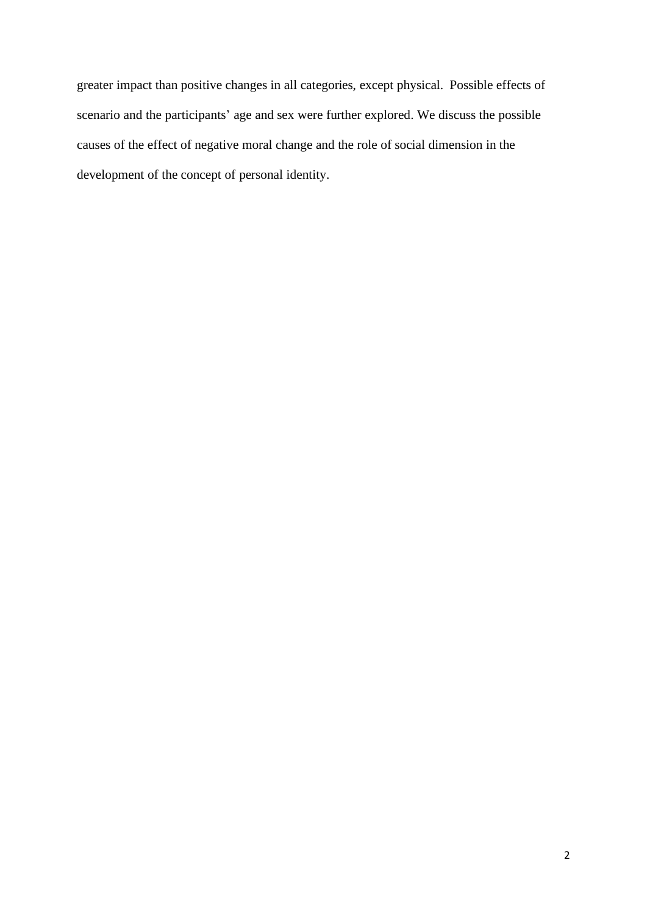greater impact than positive changes in all categories, except physical. Possible effects of scenario and the participants' age and sex were further explored. We discuss the possible causes of the effect of negative moral change and the role of social dimension in the development of the concept of personal identity.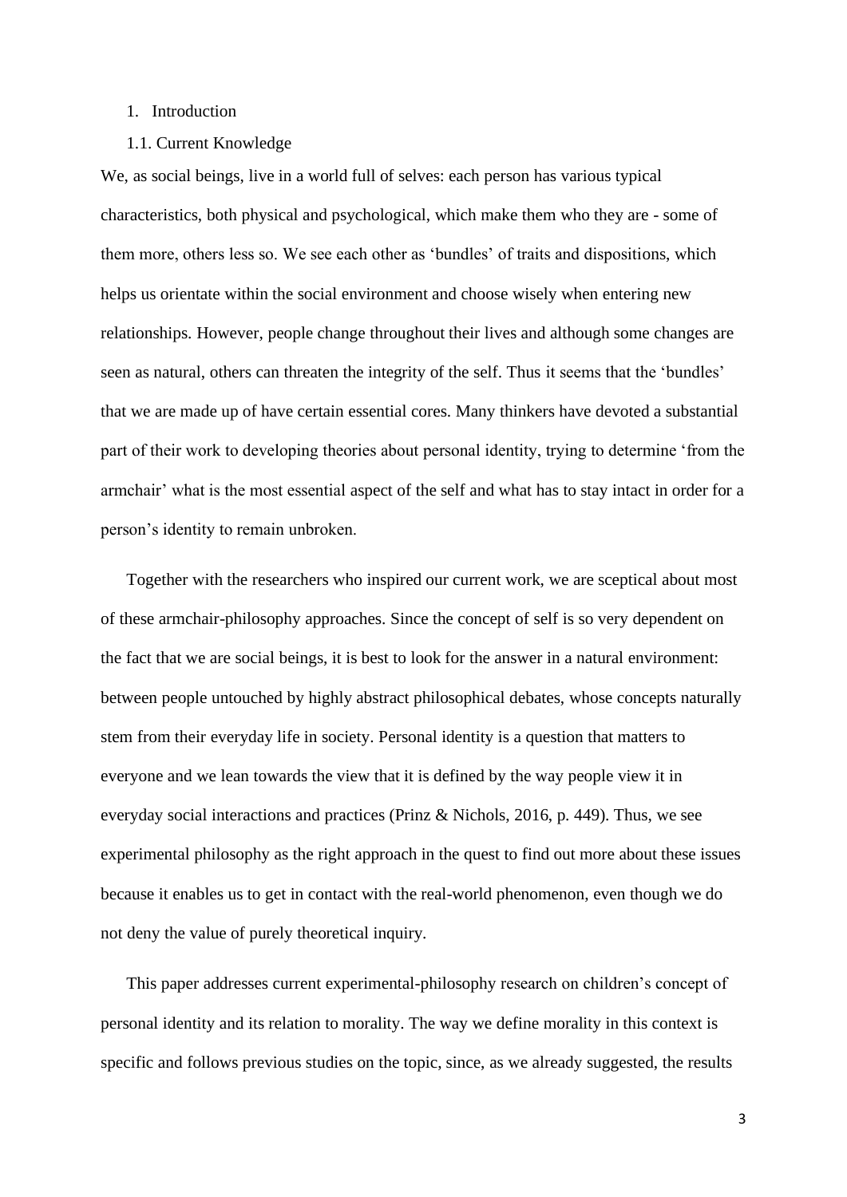1. Introduction

1.1. Current Knowledge

We, as social beings, live in a world full of selves: each person has various typical characteristics, both physical and psychological, which make them who they are - some of them more, others less so. We see each other as 'bundles' of traits and dispositions, which helps us orientate within the social environment and choose wisely when entering new relationships. However, people change throughout their lives and although some changes are seen as natural, others can threaten the integrity of the self. Thus it seems that the 'bundles' that we are made up of have certain essential cores. Many thinkers have devoted a substantial part of their work to developing theories about personal identity, trying to determine 'from the armchair' what is the most essential aspect of the self and what has to stay intact in order for a person's identity to remain unbroken.

Together with the researchers who inspired our current work, we are sceptical about most of these armchair-philosophy approaches. Since the concept of self is so very dependent on the fact that we are social beings, it is best to look for the answer in a natural environment: between people untouched by highly abstract philosophical debates, whose concepts naturally stem from their everyday life in society. Personal identity is a question that matters to everyone and we lean towards the view that it is defined by the way people view it in everyday social interactions and practices (Prinz & Nichols, 2016, p. 449). Thus, we see experimental philosophy as the right approach in the quest to find out more about these issues because it enables us to get in contact with the real-world phenomenon, even though we do not deny the value of purely theoretical inquiry.

This paper addresses current experimental-philosophy research on children's concept of personal identity and its relation to morality. The way we define morality in this context is specific and follows previous studies on the topic, since, as we already suggested, the results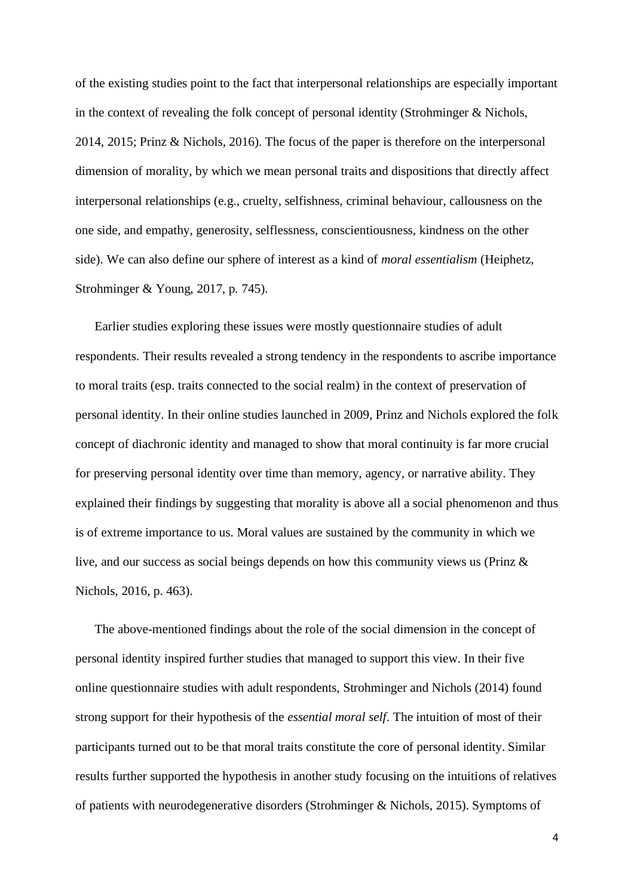of the existing studies point to the fact that interpersonal relationships are especially important in the context of revealing the folk concept of personal identity (Strohminger & Nichols, 2014, 2015; Prinz & Nichols, 2016). The focus of the paper is therefore on the interpersonal dimension of morality, by which we mean personal traits and dispositions that directly affect interpersonal relationships (e.g., cruelty, selfishness, criminal behaviour, callousness on the one side, and empathy, generosity, selflessness, conscientiousness, kindness on the other side). We can also define our sphere of interest as a kind of *moral essentialism* (Heiphetz, Strohminger & Young, 2017, p. 745).

Earlier studies exploring these issues were mostly questionnaire studies of adult respondents. Their results revealed a strong tendency in the respondents to ascribe importance to moral traits (esp. traits connected to the social realm) in the context of preservation of personal identity. In their online studies launched in 2009, Prinz and Nichols explored the folk concept of diachronic identity and managed to show that moral continuity is far more crucial for preserving personal identity over time than memory, agency, or narrative ability. They explained their findings by suggesting that morality is above all a social phenomenon and thus is of extreme importance to us. Moral values are sustained by the community in which we live, and our success as social beings depends on how this community views us (Prinz & Nichols, 2016, p. 463).

The above-mentioned findings about the role of the social dimension in the concept of personal identity inspired further studies that managed to support this view. In their five online questionnaire studies with adult respondents, Strohminger and Nichols (2014) found strong support for their hypothesis of the *essential moral self*. The intuition of most of their participants turned out to be that moral traits constitute the core of personal identity. Similar results further supported the hypothesis in another study focusing on the intuitions of relatives of patients with neurodegenerative disorders (Strohminger & Nichols, 2015). Symptoms of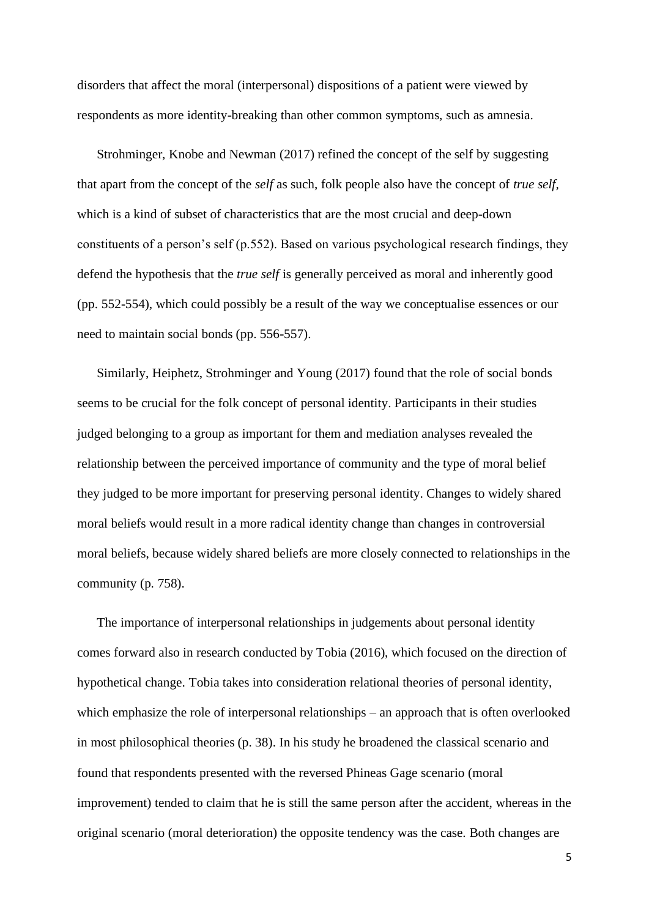disorders that affect the moral (interpersonal) dispositions of a patient were viewed by respondents as more identity-breaking than other common symptoms, such as amnesia.

Strohminger, Knobe and Newman (2017) refined the concept of the self by suggesting that apart from the concept of the *self* as such, folk people also have the concept of *true self*, which is a kind of subset of characteristics that are the most crucial and deep-down constituents of a person's self (p.552). Based on various psychological research findings, they defend the hypothesis that the *true self* is generally perceived as moral and inherently good (pp. 552-554), which could possibly be a result of the way we conceptualise essences or our need to maintain social bonds (pp. 556-557).

Similarly, Heiphetz, Strohminger and Young (2017) found that the role of social bonds seems to be crucial for the folk concept of personal identity. Participants in their studies judged belonging to a group as important for them and mediation analyses revealed the relationship between the perceived importance of community and the type of moral belief they judged to be more important for preserving personal identity. Changes to widely shared moral beliefs would result in a more radical identity change than changes in controversial moral beliefs, because widely shared beliefs are more closely connected to relationships in the community (p. 758).

The importance of interpersonal relationships in judgements about personal identity comes forward also in research conducted by Tobia (2016), which focused on the direction of hypothetical change. Tobia takes into consideration relational theories of personal identity, which emphasize the role of interpersonal relationships – an approach that is often overlooked in most philosophical theories (p. 38). In his study he broadened the classical scenario and found that respondents presented with the reversed Phineas Gage scenario (moral improvement) tended to claim that he is still the same person after the accident, whereas in the original scenario (moral deterioration) the opposite tendency was the case. Both changes are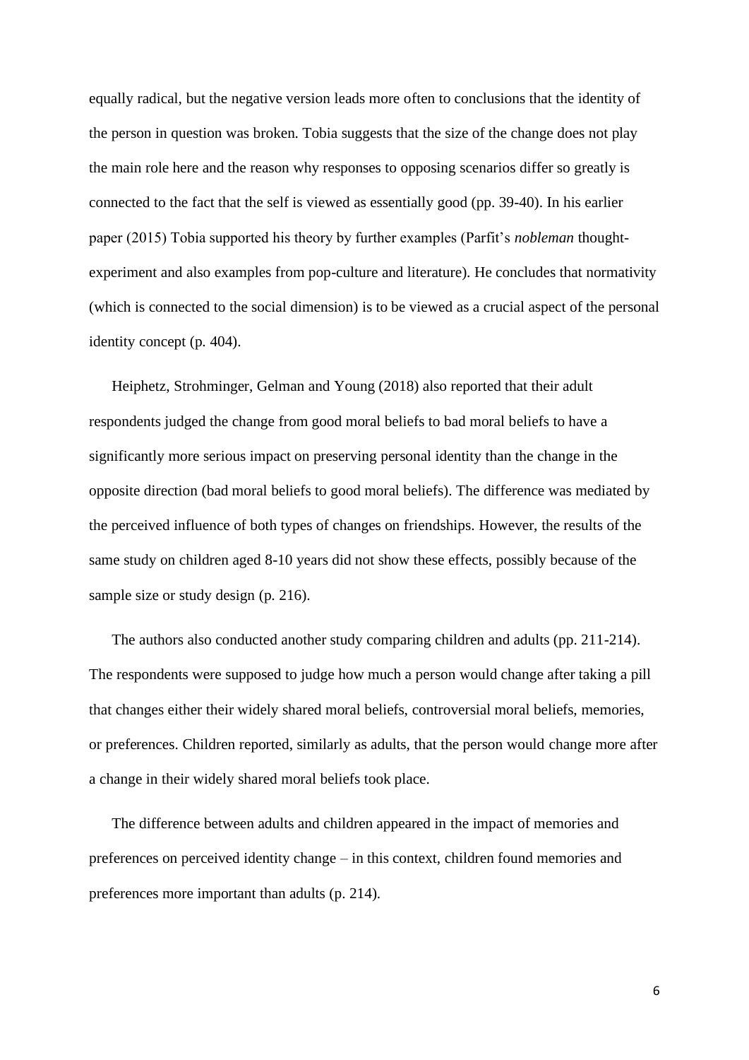equally radical, but the negative version leads more often to conclusions that the identity of the person in question was broken. Tobia suggests that the size of the change does not play the main role here and the reason why responses to opposing scenarios differ so greatly is connected to the fact that the self is viewed as essentially good (pp. 39-40). In his earlier paper (2015) Tobia supported his theory by further examples (Parfit's *nobleman* thought-experiment and also examples from pop-culture and literature). He concludes that normativity (which is connected to the social dimension) is to be viewed as a crucial aspect of the personal identity concept (p. 404).

Heiphetz, Strohminger, Gelman and Young (2018) also reported that their adult respondents judged the change from good moral beliefs to bad moral beliefs to have a significantly more serious impact on preserving personal identity than the change in the opposite direction (bad moral beliefs to good moral beliefs). The difference was mediated by the perceived influence of both types of changes on friendships. However, the results of the same study on children aged 8-10 years did not show these effects, possibly because of the sample size or study design (p. 216).

The authors also conducted another study comparing children and adults (pp. 211-214). The respondents were supposed to judge how much a person would change after taking a pill that changes either their widely shared moral beliefs, controversial moral beliefs, memories, or preferences. Children reported, similarly as adults, that the person would change more after a change in their widely shared moral beliefs took place.

The difference between adults and children appeared in the impact of memories and preferences on perceived identity change – in this context, children found memories and preferences more important than adults (p. 214).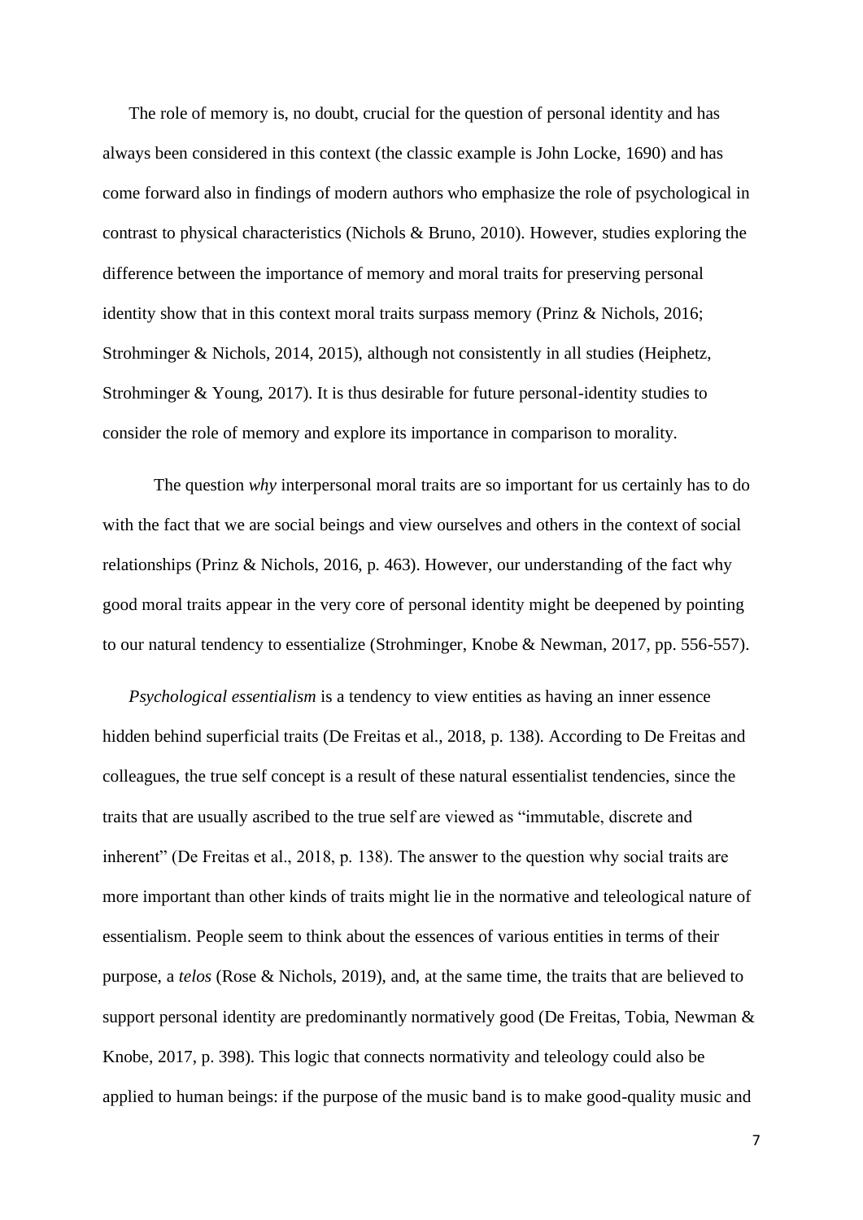The role of memory is, no doubt, crucial for the question of personal identity and has always been considered in this context (the classic example is John Locke, 1690) and has come forward also in findings of modern authors who emphasize the role of psychological in contrast to physical characteristics (Nichols & Bruno, 2010). However, studies exploring the difference between the importance of memory and moral traits for preserving personal identity show that in this context moral traits surpass memory (Prinz & Nichols, 2016; Strohminger & Nichols, 2014, 2015), although not consistently in all studies (Heiphetz, Strohminger & Young, 2017). It is thus desirable for future personal-identity studies to consider the role of memory and explore its importance in comparison to morality.

The question *why* interpersonal moral traits are so important for us certainly has to do with the fact that we are social beings and view ourselves and others in the context of social relationships (Prinz & Nichols, 2016, p. 463). However, our understanding of the fact why good moral traits appear in the very core of personal identity might be deepened by pointing to our natural tendency to essentialize (Strohminger, Knobe & Newman, 2017, pp. 556-557).

*Psychological essentialism* is a tendency to view entities as having an inner essence hidden behind superficial traits (De Freitas et al., 2018, p. 138). According to De Freitas and colleagues, the true self concept is a result of these natural essentialist tendencies, since the traits that are usually ascribed to the true self are viewed as "immutable, discrete and inherent" (De Freitas et al., 2018, p. 138). The answer to the question why social traits are more important than other kinds of traits might lie in the normative and teleological nature of essentialism. People seem to think about the essences of various entities in terms of their purpose, a *telos* (Rose & Nichols, 2019), and, at the same time, the traits that are believed to support personal identity are predominantly normatively good (De Freitas, Tobia, Newman & Knobe, 2017, p. 398). This logic that connects normativity and teleology could also be applied to human beings: if the purpose of the music band is to make good-quality music and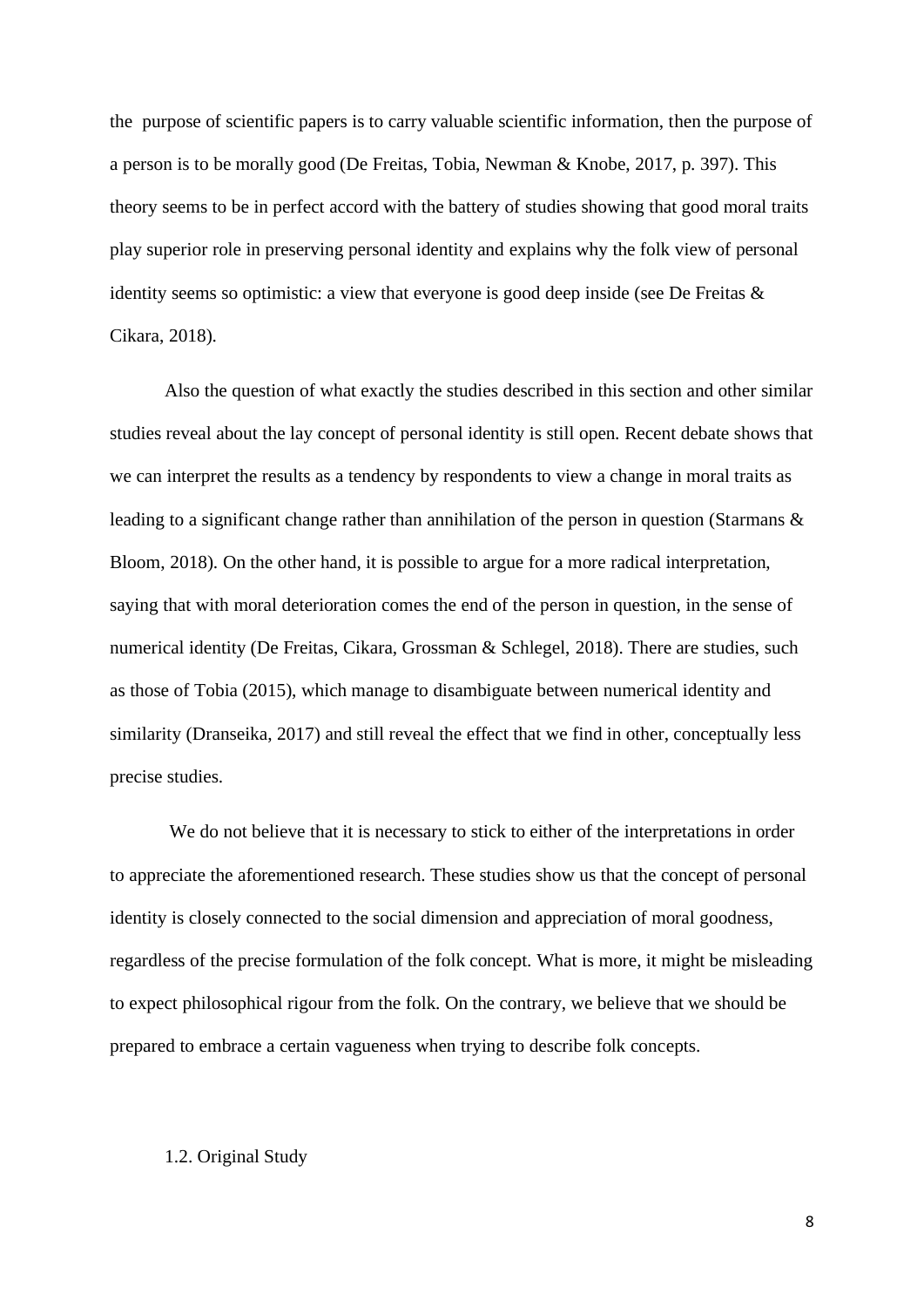the purpose of scientific papers is to carry valuable scientific information, then the purpose of a person is to be morally good (De Freitas, Tobia, Newman & Knobe, 2017, p. 397). This theory seems to be in perfect accord with the battery of studies showing that good moral traits play superior role in preserving personal identity and explains why the folk view of personal identity seems so optimistic: a view that everyone is good deep inside (see De Freitas & Cikara, 2018).

Also the question of what exactly the studies described in this section and other similar studies reveal about the lay concept of personal identity is still open. Recent debate shows that we can interpret the results as a tendency by respondents to view a change in moral traits as leading to a significant change rather than annihilation of the person in question (Starmans & Bloom, 2018). On the other hand, it is possible to argue for a more radical interpretation, saying that with moral deterioration comes the end of the person in question, in the sense of numerical identity (De Freitas, Cikara, Grossman & Schlegel, 2018). There are studies, such as those of Tobia (2015), which manage to disambiguate between numerical identity and similarity (Dranseika, 2017) and still reveal the effect that we find in other, conceptually less precise studies.

We do not believe that it is necessary to stick to either of the interpretations in order to appreciate the aforementioned research. These studies show us that the concept of personal identity is closely connected to the social dimension and appreciation of moral goodness, regardless of the precise formulation of the folk concept. What is more, it might be misleading to expect philosophical rigour from the folk. On the contrary, we believe that we should be prepared to embrace a certain vagueness when trying to describe folk concepts.

### 1.2. Original Study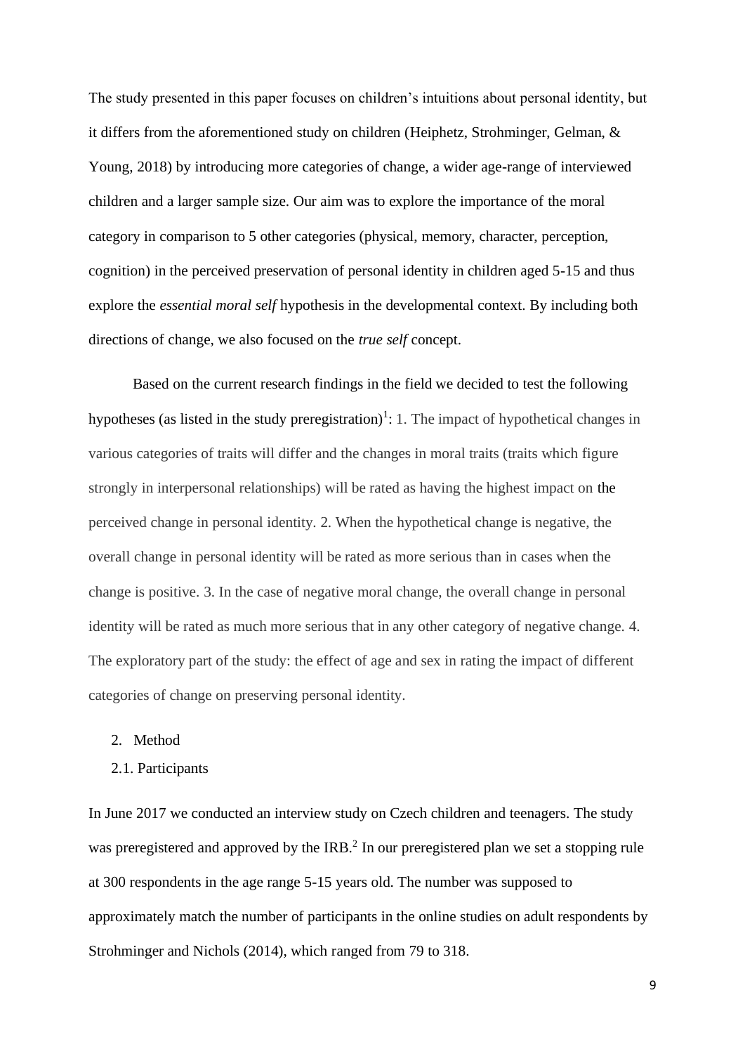The study presented in this paper focuses on children's intuitions about personal identity, but it differs from the aforementioned study on children (Heiphetz, Strohminger, Gelman, & Young, 2018) by introducing more categories of change, a wider age-range of interviewed children and a larger sample size. Our aim was to explore the importance of the moral category in comparison to 5 other categories (physical, memory, character, perception, cognition) in the perceived preservation of personal identity in children aged 5-15 and thus explore the *essential moral self* hypothesis in the developmental context. By including both directions of change, we also focused on the *true self* concept.

Based on the current research findings in the field we decided to test the following hypotheses (as listed in the study preregistration)[1]: 1. The impact of hypothetical changes in various categories of traits will differ and the changes in moral traits (traits which figure strongly in interpersonal relationships) will be rated as having the highest impact on the perceived change in personal identity. 2. When the hypothetical change is negative, the overall change in personal identity will be rated as more serious than in cases when the change is positive. 3. In the case of negative moral change, the overall change in personal identity will be rated as much more serious that in any other category of negative change. 4. The exploratory part of the study: the effect of age and sex in rating the impact of different categories of change on preserving personal identity.

## 2. Method

### 2.1. Participants

In June 2017 we conducted an interview study on Czech children and teenagers. The study was preregistered and approved by the IRB.[2] In our preregistered plan we set a stopping rule at 300 respondents in the age range 5-15 years old. The number was supposed to approximately match the number of participants in the online studies on adult respondents by Strohminger and Nichols (2014), which ranged from 79 to 318.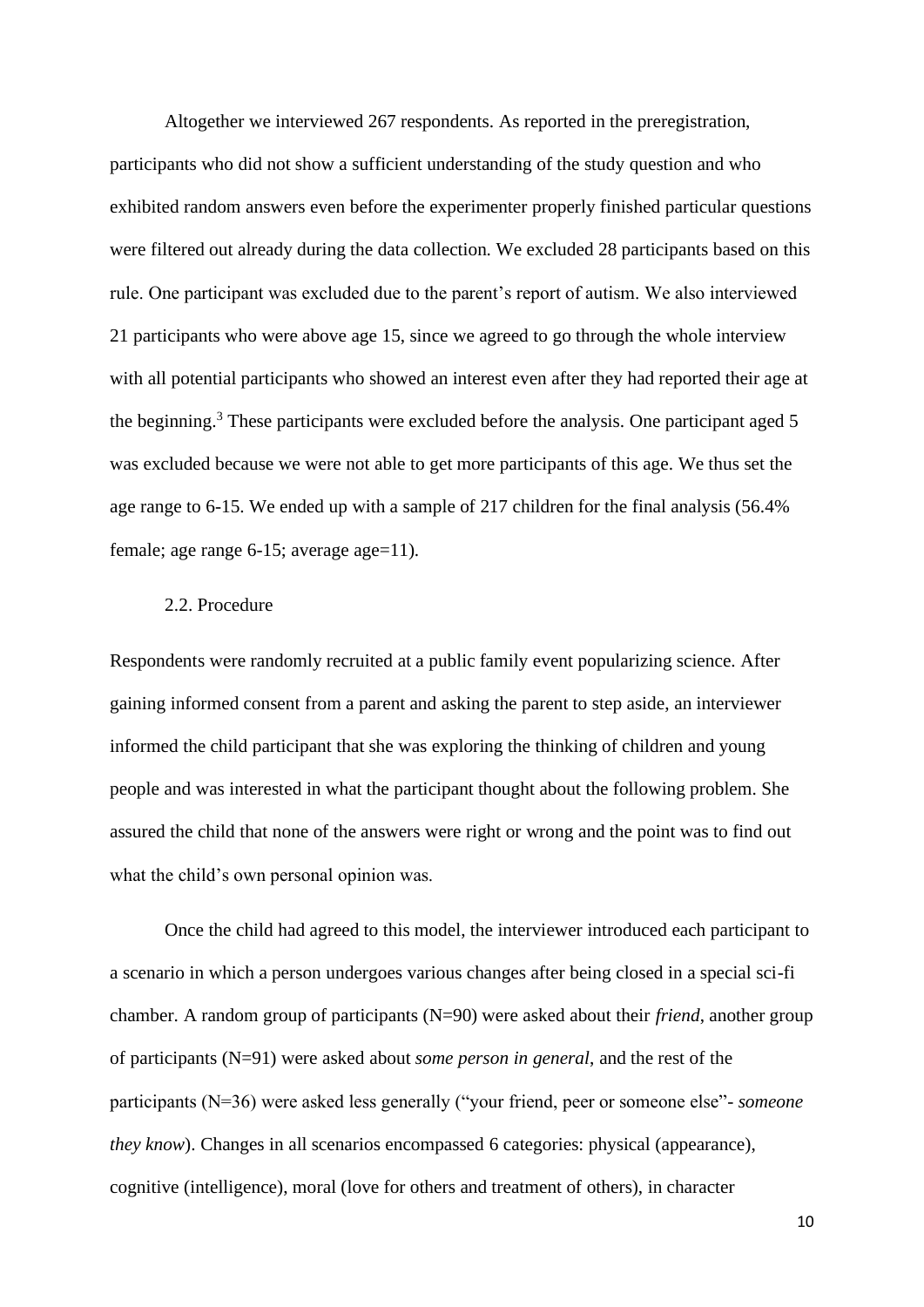Altogether we interviewed 267 respondents. As reported in the preregistration, participants who did not show a sufficient understanding of the study question and who exhibited random answers even before the experimenter properly finished particular questions were filtered out already during the data collection. We excluded 28 participants based on this rule. One participant was excluded due to the parent's report of autism. We also interviewed 21 participants who were above age 15, since we agreed to go through the whole interview with all potential participants who showed an interest even after they had reported their age at the beginning.[3] These participants were excluded before the analysis. One participant aged 5 was excluded because we were not able to get more participants of this age. We thus set the age range to 6-15. We ended up with a sample of 217 children for the final analysis (56.4% female; age range 6-15; average age=11).

### 2.2. Procedure

Respondents were randomly recruited at a public family event popularizing science. After gaining informed consent from a parent and asking the parent to step aside, an interviewer informed the child participant that she was exploring the thinking of children and young people and was interested in what the participant thought about the following problem. She assured the child that none of the answers were right or wrong and the point was to find out what the child's own personal opinion was.

Once the child had agreed to this model, the interviewer introduced each participant to a scenario in which a person undergoes various changes after being closed in a special sci-fi chamber. A random group of participants (N=90) were asked about their *friend*, another group of participants (N=91) were asked about *some person in general*, and the rest of the participants (N=36) were asked less generally ("your friend, peer or someone else"- *someone they know*). Changes in all scenarios encompassed 6 categories: physical (appearance), cognitive (intelligence), moral (love for others and treatment of others), in character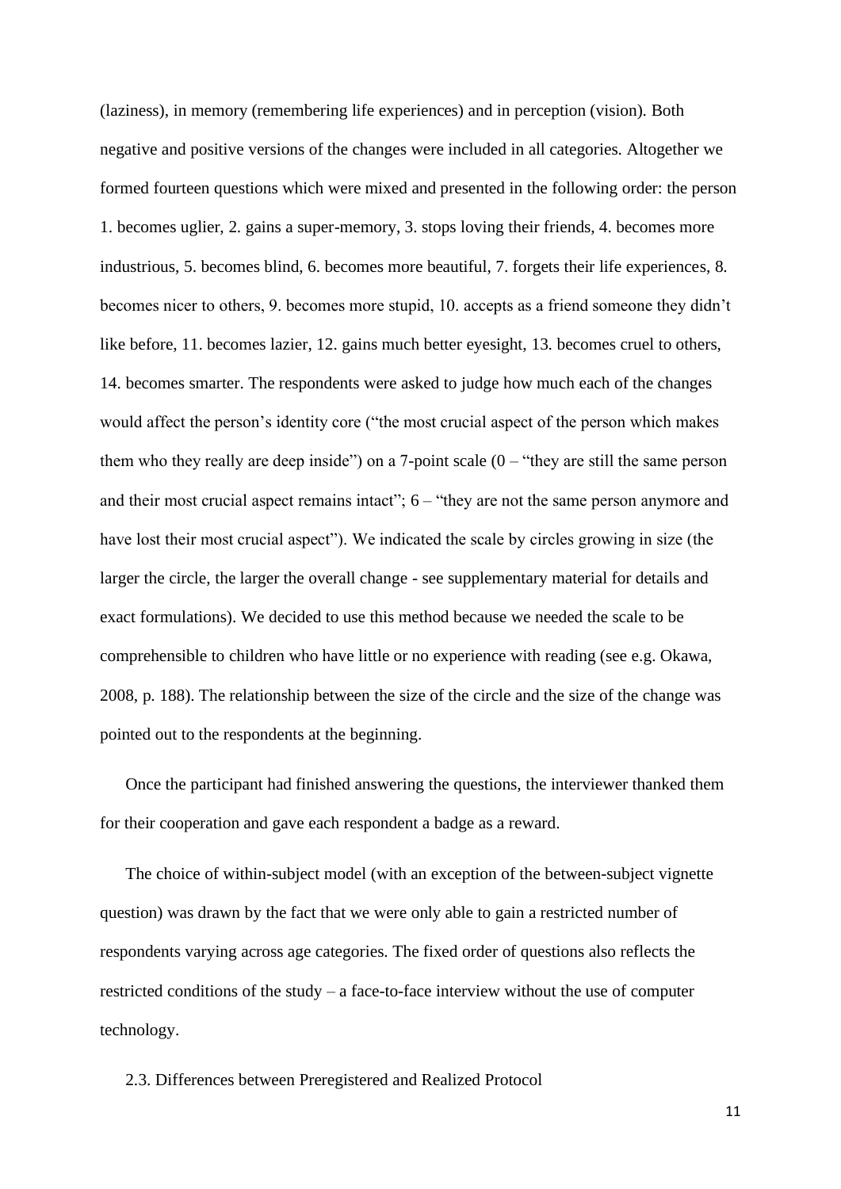(laziness), in memory (remembering life experiences) and in perception (vision). Both negative and positive versions of the changes were included in all categories. Altogether we formed fourteen questions which were mixed and presented in the following order: the person 1. becomes uglier, 2. gains a super-memory, 3. stops loving their friends, 4. becomes more industrious, 5. becomes blind, 6. becomes more beautiful, 7. forgets their life experiences, 8. becomes nicer to others, 9. becomes more stupid, 10. accepts as a friend someone they didn't like before, 11. becomes lazier, 12. gains much better eyesight, 13. becomes cruel to others, 14. becomes smarter. The respondents were asked to judge how much each of the changes would affect the person's identity core ("the most crucial aspect of the person which makes them who they really are deep inside") on a 7-point scale (0 – "they are still the same person and their most crucial aspect remains intact"; 6 – "they are not the same person anymore and have lost their most crucial aspect"). We indicated the scale by circles growing in size (the larger the circle, the larger the overall change - see supplementary material for details and exact formulations). We decided to use this method because we needed the scale to be comprehensible to children who have little or no experience with reading (see e.g. Okawa, 2008, p. 188). The relationship between the size of the circle and the size of the change was pointed out to the respondents at the beginning.

Once the participant had finished answering the questions, the interviewer thanked them for their cooperation and gave each respondent a badge as a reward.

The choice of within-subject model (with an exception of the between-subject vignette question) was drawn by the fact that we were only able to gain a restricted number of respondents varying across age categories. The fixed order of questions also reflects the restricted conditions of the study – a face-to-face interview without the use of computer technology.

### 2.3. Differences between Preregistered and Realized Protocol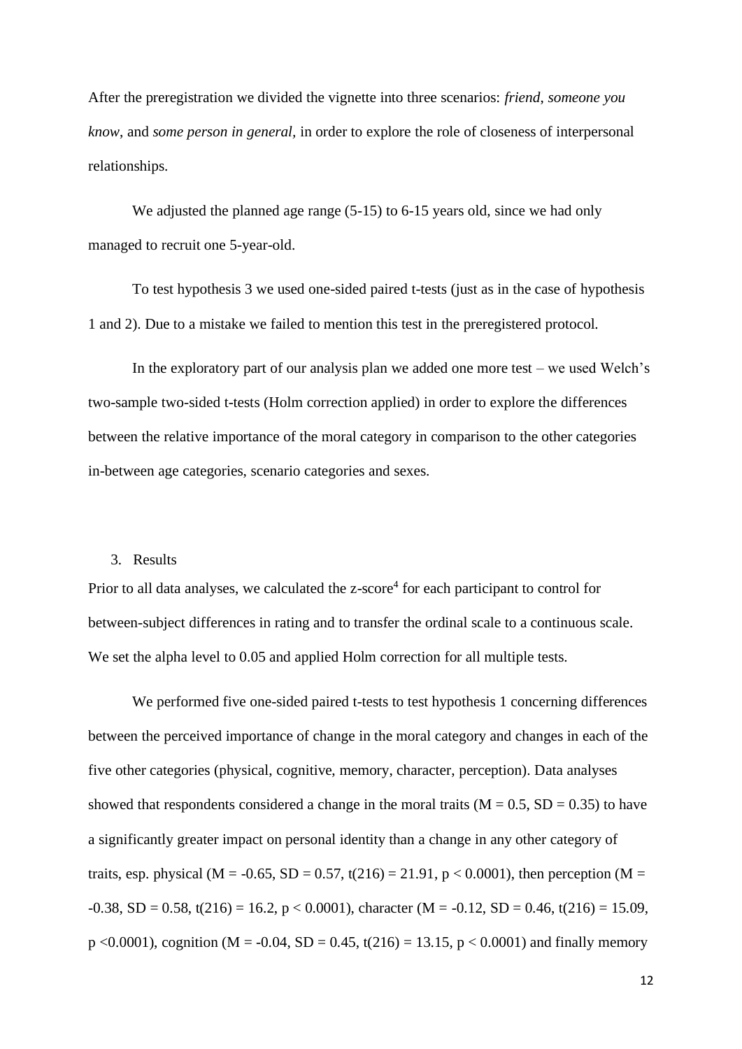After the preregistration we divided the vignette into three scenarios: *friend*, *someone you know*, and *some person in general*, in order to explore the role of closeness of interpersonal relationships.

We adjusted the planned age range (5-15) to 6-15 years old, since we had only managed to recruit one 5-year-old.

To test hypothesis 3 we used one-sided paired t-tests (just as in the case of hypothesis 1 and 2). Due to a mistake we failed to mention this test in the preregistered protocol.

In the exploratory part of our analysis plan we added one more test – we used Welch's two-sample two-sided t-tests (Holm correction applied) in order to explore the differences between the relative importance of the moral category in comparison to the other categories in-between age categories, scenario categories and sexes.

## 3. Results

Prior to all data analyses, we calculated the z-score[4] for each participant to control for between-subject differences in rating and to transfer the ordinal scale to a continuous scale. We set the alpha level to 0.05 and applied Holm correction for all multiple tests.

We performed five one-sided paired t-tests to test hypothesis 1 concerning differences between the perceived importance of change in the moral category and changes in each of the five other categories (physical, cognitive, memory, character, perception). Data analyses showed that respondents considered a change in the moral traits ($M = 0.5$, $SD = 0.35$) to have a significantly greater impact on personal identity than a change in any other category of traits, esp. physical ($M = -0.65$, $SD = 0.57$, $t(216) = 21.91$, $p < 0.0001$), then perception ($M = -0.38$, $SD = 0.58$, $t(216) = 16.2$, $p < 0.0001$), character ($M = -0.12$, $SD = 0.46$, $t(216) = 15.09$, $p < 0.0001$), cognition ($M = -0.04$, $SD = 0.45$, $t(216) = 13.15$, $p < 0.0001$) and finally memory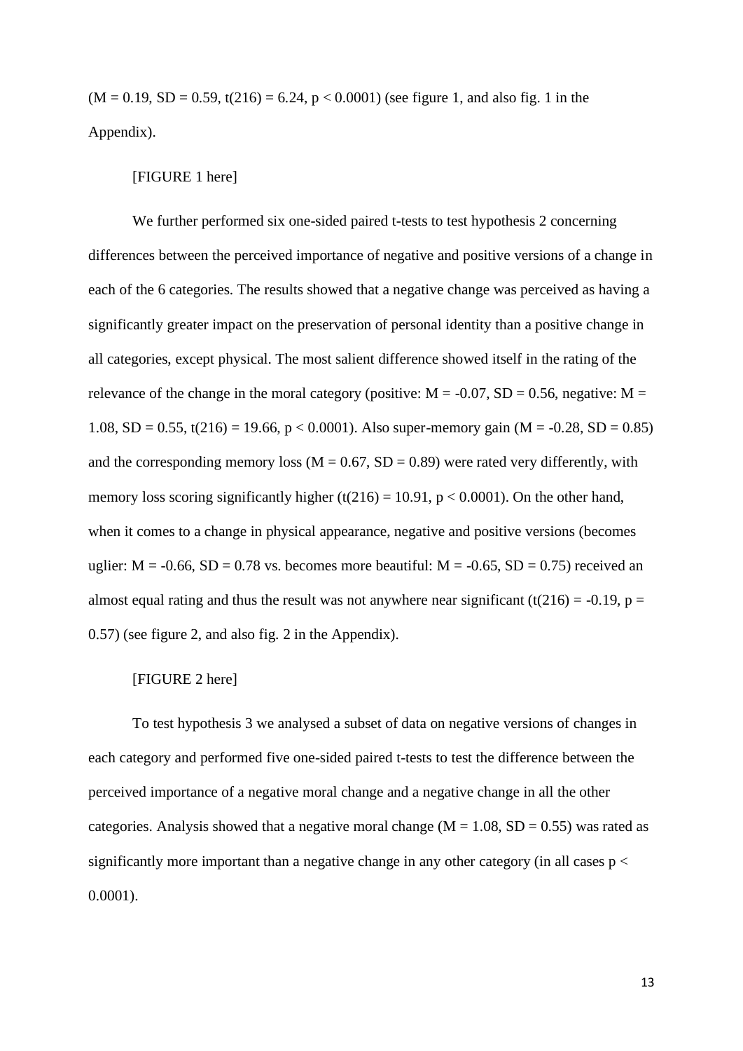($M = 0.19$, $SD = 0.59$, $t(216) = 6.24$, $p < 0.0001$) (see figure 1, and also fig. 1 in the Appendix).

[FIGURE 1 here]

We further performed six one-sided paired t-tests to test hypothesis 2 concerning differences between the perceived importance of negative and positive versions of a change in each of the 6 categories. The results showed that a negative change was perceived as having a significantly greater impact on the preservation of personal identity than a positive change in all categories, except physical. The most salient difference showed itself in the rating of the relevance of the change in the moral category (positive: $M = -0.07$, $SD = 0.56$, negative: $M = 1.08$, $SD = 0.55$, $t(216) = 19.66$, $p < 0.0001$). Also super-memory gain ($M = -0.28$, $SD = 0.85$) and the corresponding memory loss ($M = 0.67$, $SD = 0.89$) were rated very differently, with memory loss scoring significantly higher ($t(216) = 10.91$, $p < 0.0001$). On the other hand, when it comes to a change in physical appearance, negative and positive versions (becomes uglier: $M = -0.66$, $SD = 0.78$ vs. becomes more beautiful: $M = -0.65$, $SD = 0.75$) received an almost equal rating and thus the result was not anywhere near significant ($t(216) = -0.19$, $p = 0.57$) (see figure 2, and also fig. 2 in the Appendix).

[FIGURE 2 here]

To test hypothesis 3 we analysed a subset of data on negative versions of changes in each category and performed five one-sided paired t-tests to test the difference between the perceived importance of a negative moral change and a negative change in all the other categories. Analysis showed that a negative moral change ($M = 1.08$, $SD = 0.55$) was rated as significantly more important than a negative change in any other category (in all cases $p < 0.0001$).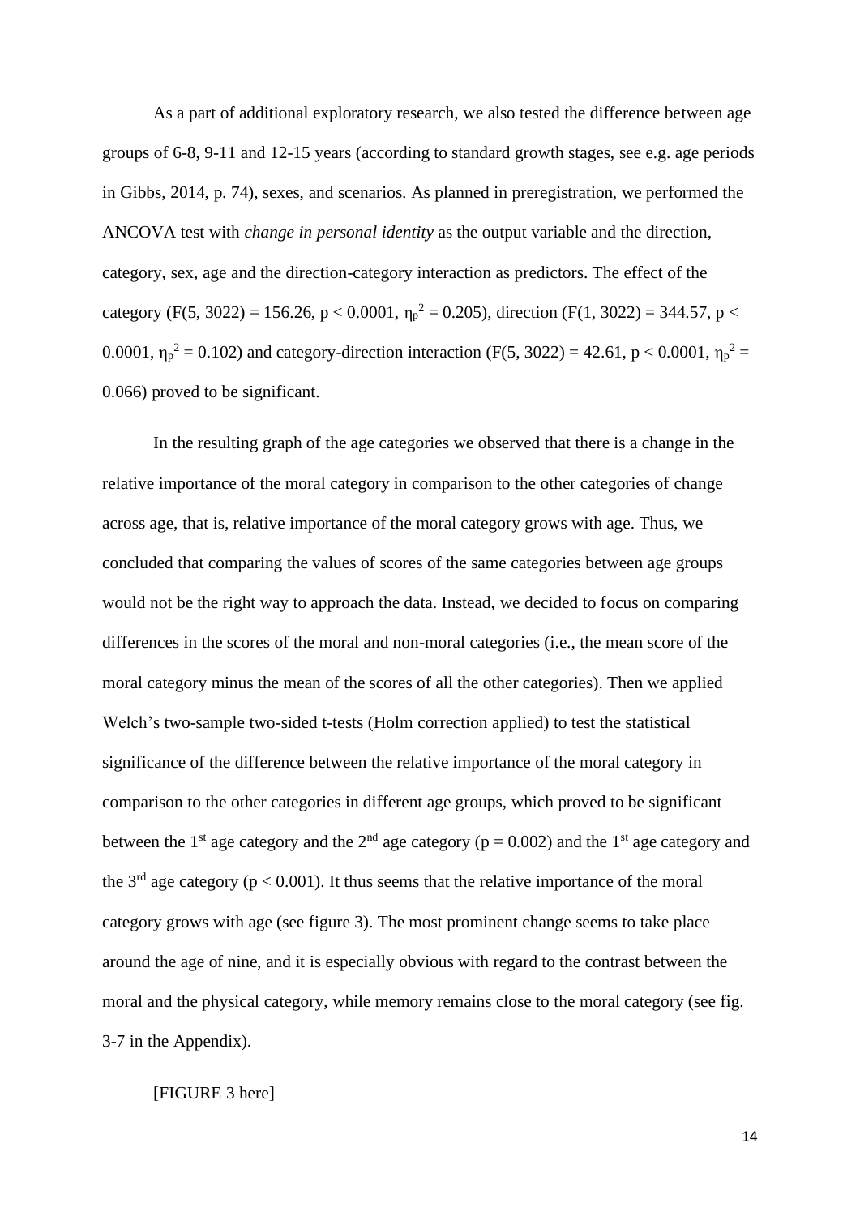As a part of additional exploratory research, we also tested the difference between age groups of 6-8, 9-11 and 12-15 years (according to standard growth stages, see e.g. age periods in Gibbs, 2014, p. 74), sexes, and scenarios. As planned in preregistration, we performed the ANCOVA test with *change in personal identity* as the output variable and the direction, category, sex, age and the direction-category interaction as predictors. The effect of the category ($F(5, 3022) = 156.26$, $p < 0.0001$, $\eta_p^2 = 0.205$), direction ($F(1, 3022) = 344.57$, $p < 0.0001$, $\eta_p^2 = 0.102$) and category-direction interaction ($F(5, 3022) = 42.61$, $p < 0.0001$, $\eta_p^2 = 0.066$) proved to be significant.

In the resulting graph of the age categories we observed that there is a change in the relative importance of the moral category in comparison to the other categories of change across age, that is, relative importance of the moral category grows with age. Thus, we concluded that comparing the values of scores of the same categories between age groups would not be the right way to approach the data. Instead, we decided to focus on comparing differences in the scores of the moral and non-moral categories (i.e., the mean score of the moral category minus the mean of the scores of all the other categories). Then we applied Welch's two-sample two-sided t-tests (Holm correction applied) to test the statistical significance of the difference between the relative importance of the moral category in comparison to the other categories in different age groups, which proved to be significant between the 1st age category and the 2nd age category ($p = 0.002$) and the 1st age category and the 3rd age category ($p < 0.001$). It thus seems that the relative importance of the moral category grows with age (see figure 3). The most prominent change seems to take place around the age of nine, and it is especially obvious with regard to the contrast between the moral and the physical category, while memory remains close to the moral category (see fig. 3-7 in the Appendix).

[FIGURE 3 here]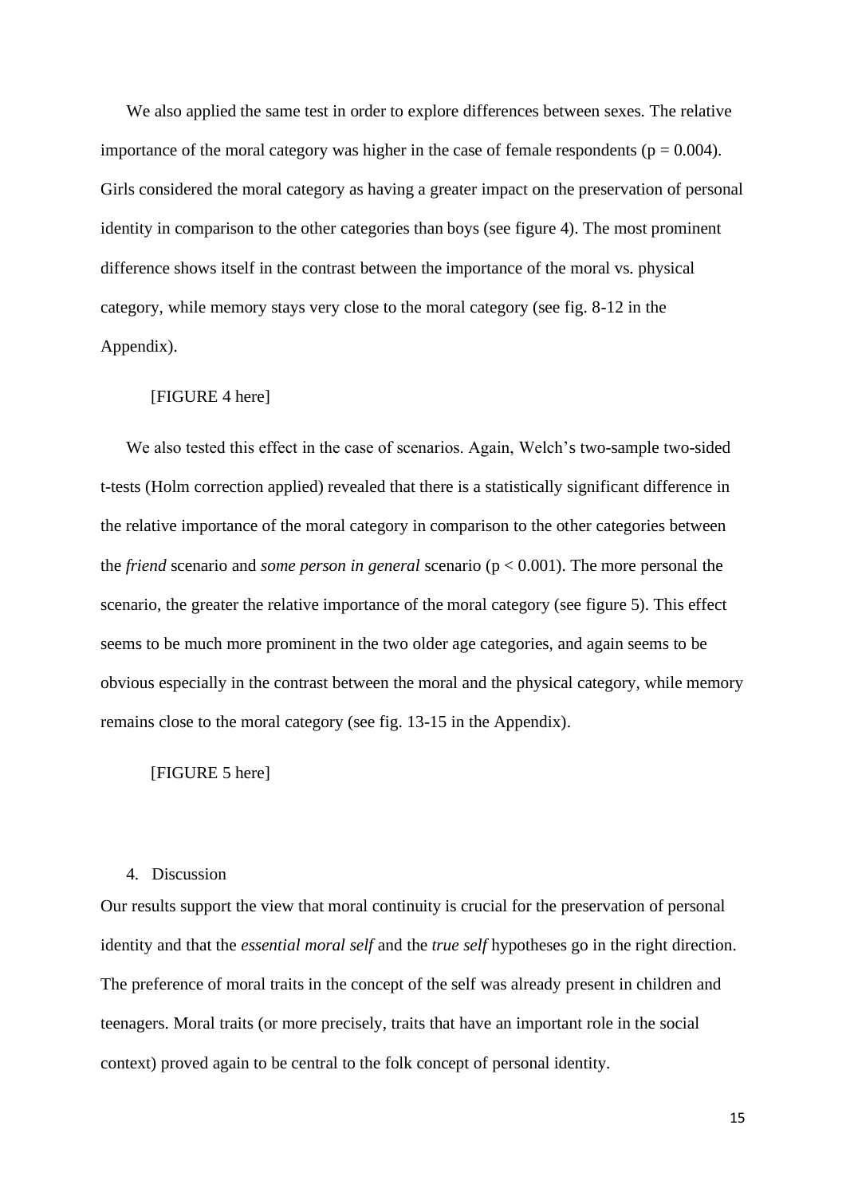We also applied the same test in order to explore differences between sexes. The relative importance of the moral category was higher in the case of female respondents ($p = 0.004$). Girls considered the moral category as having a greater impact on the preservation of personal identity in comparison to the other categories than boys (see figure 4). The most prominent difference shows itself in the contrast between the importance of the moral vs. physical category, while memory stays very close to the moral category (see fig. 8-12 in the Appendix).

[FIGURE 4 here]

We also tested this effect in the case of scenarios. Again, Welch's two-sample two-sided t-tests (Holm correction applied) revealed that there is a statistically significant difference in the relative importance of the moral category in comparison to the other categories between the *friend* scenario and *some person in general* scenario ($p < 0.001$). The more personal the scenario, the greater the relative importance of the moral category (see figure 5). This effect seems to be much more prominent in the two older age categories, and again seems to be obvious especially in the contrast between the moral and the physical category, while memory remains close to the moral category (see fig. 13-15 in the Appendix).

[FIGURE 5 here]

## 4. Discussion

Our results support the view that moral continuity is crucial for the preservation of personal identity and that the *essential moral self* and the *true self* hypotheses go in the right direction. The preference of moral traits in the concept of the self was already present in children and teenagers. Moral traits (or more precisely, traits that have an important role in the social context) proved again to be central to the folk concept of personal identity.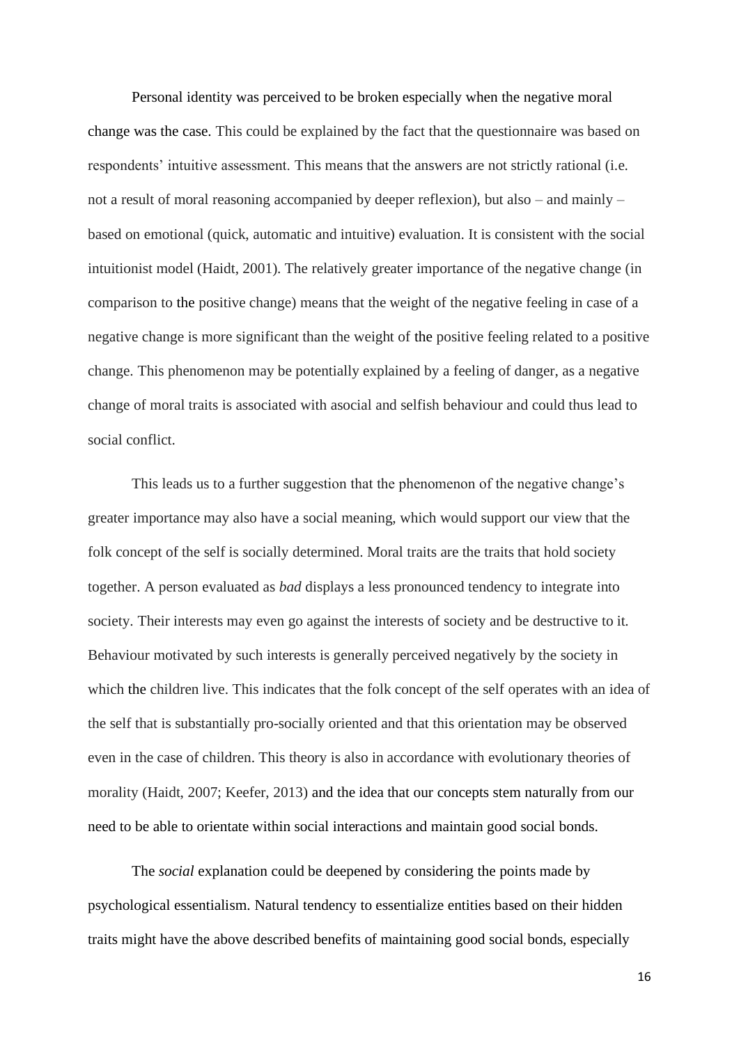Personal identity was perceived to be broken especially when the negative moral change was the case. This could be explained by the fact that the questionnaire was based on respondents' intuitive assessment. This means that the answers are not strictly rational (i.e. not a result of moral reasoning accompanied by deeper reflexion), but also – and mainly – based on emotional (quick, automatic and intuitive) evaluation. It is consistent with the social intuitionist model (Haidt, 2001). The relatively greater importance of the negative change (in comparison to the positive change) means that the weight of the negative feeling in case of a negative change is more significant than the weight of the positive feeling related to a positive change. This phenomenon may be potentially explained by a feeling of danger, as a negative change of moral traits is associated with asocial and selfish behaviour and could thus lead to social conflict.

This leads us to a further suggestion that the phenomenon of the negative change's greater importance may also have a social meaning, which would support our view that the folk concept of the self is socially determined. Moral traits are the traits that hold society together. A person evaluated as *bad* displays a less pronounced tendency to integrate into society. Their interests may even go against the interests of society and be destructive to it. Behaviour motivated by such interests is generally perceived negatively by the society in which the children live. This indicates that the folk concept of the self operates with an idea of the self that is substantially pro-socially oriented and that this orientation may be observed even in the case of children. This theory is also in accordance with evolutionary theories of morality (Haidt, 2007; Keefer, 2013) and the idea that our concepts stem naturally from our need to be able to orientate within social interactions and maintain good social bonds.

The *social* explanation could be deepened by considering the points made by psychological essentialism. Natural tendency to essentialize entities based on their hidden traits might have the above described benefits of maintaining good social bonds, especially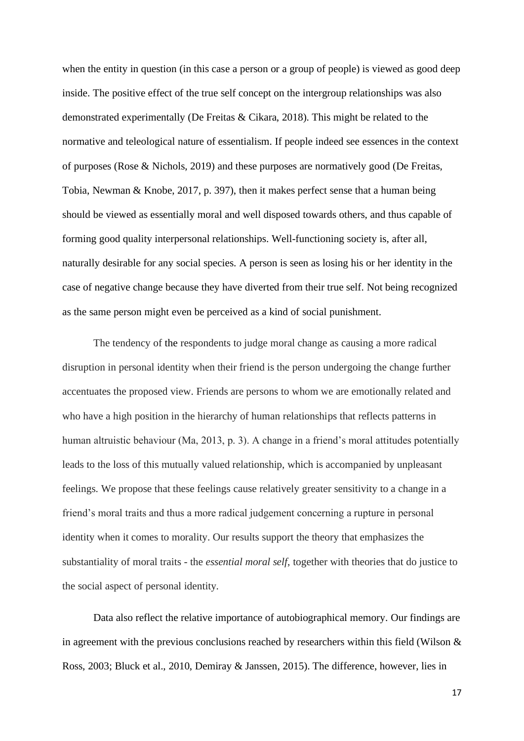when the entity in question (in this case a person or a group of people) is viewed as good deep inside. The positive effect of the true self concept on the intergroup relationships was also demonstrated experimentally (De Freitas & Cikara, 2018). This might be related to the normative and teleological nature of essentialism. If people indeed see essences in the context of purposes (Rose & Nichols, 2019) and these purposes are normatively good (De Freitas, Tobia, Newman & Knobe, 2017, p. 397), then it makes perfect sense that a human being should be viewed as essentially moral and well disposed towards others, and thus capable of forming good quality interpersonal relationships. Well-functioning society is, after all, naturally desirable for any social species. A person is seen as losing his or her identity in the case of negative change because they have diverted from their true self. Not being recognized as the same person might even be perceived as a kind of social punishment.

The tendency of the respondents to judge moral change as causing a more radical disruption in personal identity when their friend is the person undergoing the change further accentuates the proposed view. Friends are persons to whom we are emotionally related and who have a high position in the hierarchy of human relationships that reflects patterns in human altruistic behaviour (Ma, 2013, p. 3). A change in a friend's moral attitudes potentially leads to the loss of this mutually valued relationship, which is accompanied by unpleasant feelings. We propose that these feelings cause relatively greater sensitivity to a change in a friend's moral traits and thus a more radical judgement concerning a rupture in personal identity when it comes to morality. Our results support the theory that emphasizes the substantiality of moral traits - the *essential moral self*, together with theories that do justice to the social aspect of personal identity.

Data also reflect the relative importance of autobiographical memory. Our findings are in agreement with the previous conclusions reached by researchers within this field (Wilson & Ross, 2003; Bluck et al., 2010, Demiray & Janssen, 2015). The difference, however, lies in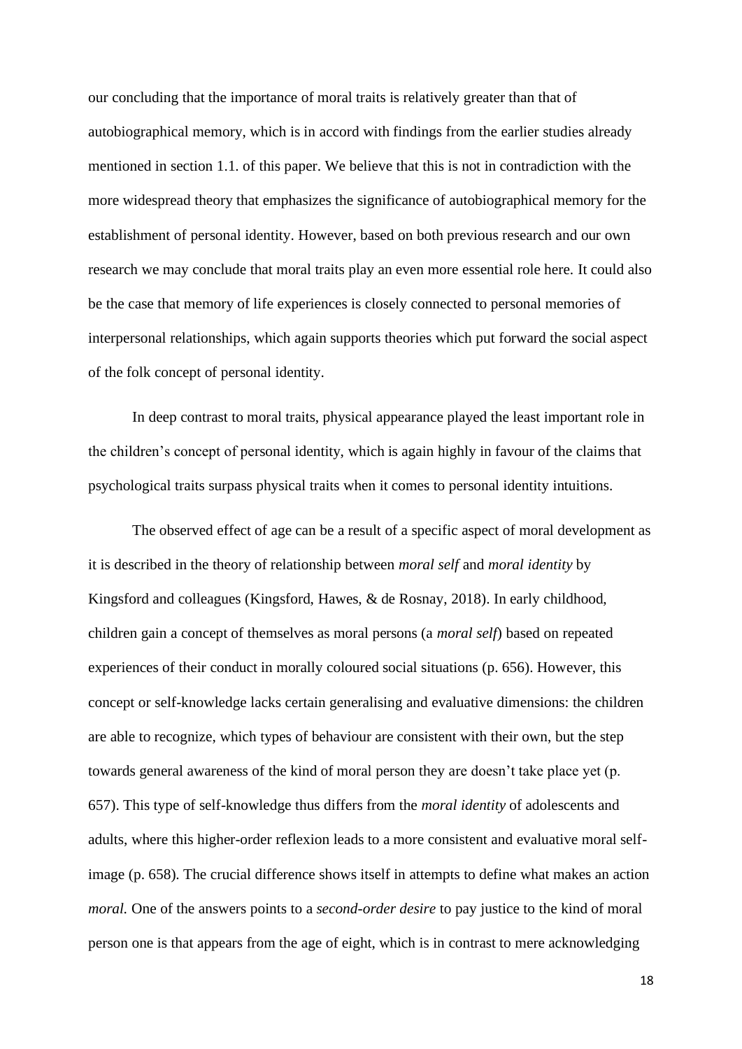our concluding that the importance of moral traits is relatively greater than that of autobiographical memory, which is in accord with findings from the earlier studies already mentioned in section 1.1. of this paper. We believe that this is not in contradiction with the more widespread theory that emphasizes the significance of autobiographical memory for the establishment of personal identity. However, based on both previous research and our own research we may conclude that moral traits play an even more essential role here. It could also be the case that memory of life experiences is closely connected to personal memories of interpersonal relationships, which again supports theories which put forward the social aspect of the folk concept of personal identity.

In deep contrast to moral traits, physical appearance played the least important role in the children's concept of personal identity, which is again highly in favour of the claims that psychological traits surpass physical traits when it comes to personal identity intuitions.

The observed effect of age can be a result of a specific aspect of moral development as it is described in the theory of relationship between *moral self* and *moral identity* by Kingsford and colleagues (Kingsford, Hawes, & de Rosnay, 2018). In early childhood, children gain a concept of themselves as moral persons (a *moral self*) based on repeated experiences of their conduct in morally coloured social situations (p. 656). However, this concept or self-knowledge lacks certain generalising and evaluative dimensions: the children are able to recognize, which types of behaviour are consistent with their own, but the step towards general awareness of the kind of moral person they are doesn't take place yet (p. 657). This type of self-knowledge thus differs from the *moral identity* of adolescents and adults, where this higher-order reflexion leads to a more consistent and evaluative moral self-image (p. 658). The crucial difference shows itself in attempts to define what makes an action *moral.* One of the answers points to a *second-order desire* to pay justice to the kind of moral person one is that appears from the age of eight, which is in contrast to mere acknowledging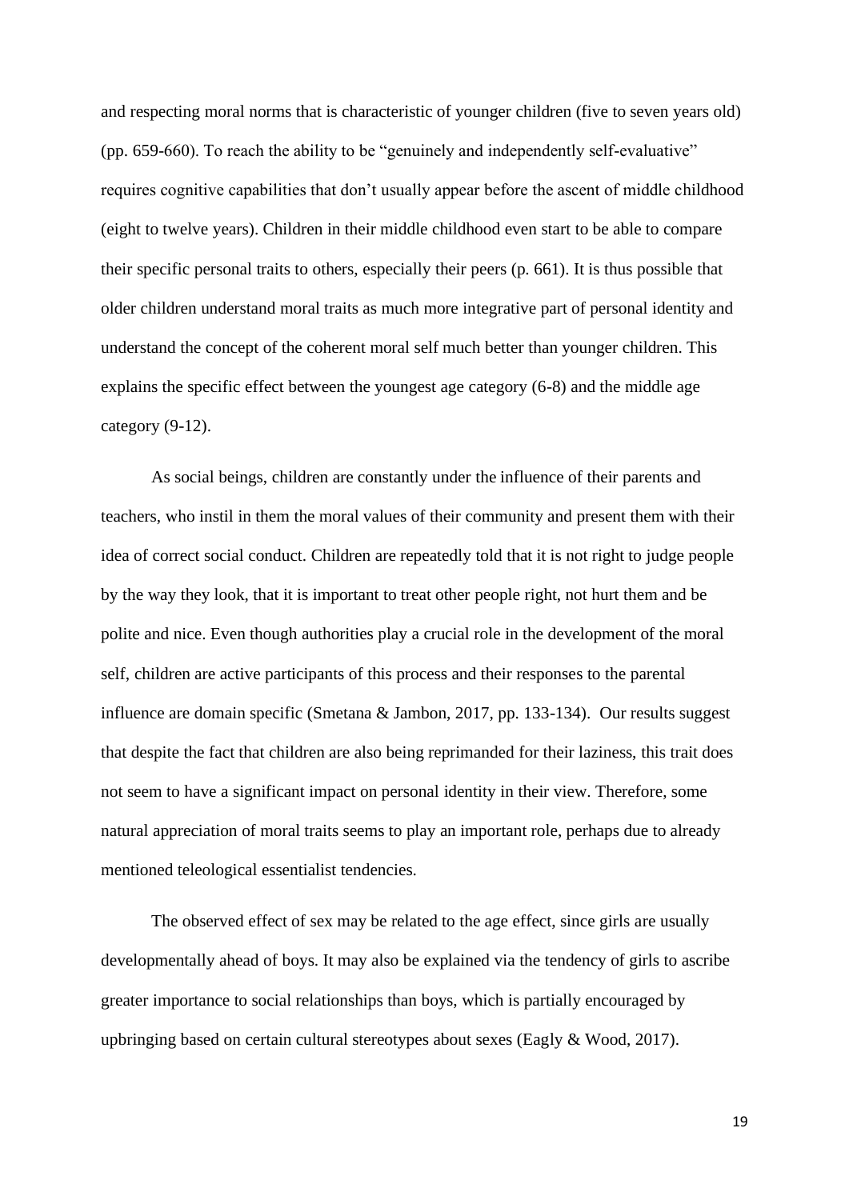and respecting moral norms that is characteristic of younger children (five to seven years old) (pp. 659-660). To reach the ability to be "genuinely and independently self-evaluative" requires cognitive capabilities that don't usually appear before the ascent of middle childhood (eight to twelve years). Children in their middle childhood even start to be able to compare their specific personal traits to others, especially their peers (p. 661). It is thus possible that older children understand moral traits as much more integrative part of personal identity and understand the concept of the coherent moral self much better than younger children. This explains the specific effect between the youngest age category (6-8) and the middle age category (9-12).

As social beings, children are constantly under the influence of their parents and teachers, who instil in them the moral values of their community and present them with their idea of correct social conduct. Children are repeatedly told that it is not right to judge people by the way they look, that it is important to treat other people right, not hurt them and be polite and nice. Even though authorities play a crucial role in the development of the moral self, children are active participants of this process and their responses to the parental influence are domain specific (Smetana & Jambon, 2017, pp. 133-134). Our results suggest that despite the fact that children are also being reprimanded for their laziness, this trait does not seem to have a significant impact on personal identity in their view. Therefore, some natural appreciation of moral traits seems to play an important role, perhaps due to already mentioned teleological essentialist tendencies.

The observed effect of sex may be related to the age effect, since girls are usually developmentally ahead of boys. It may also be explained via the tendency of girls to ascribe greater importance to social relationships than boys, which is partially encouraged by upbringing based on certain cultural stereotypes about sexes (Eagly & Wood, 2017).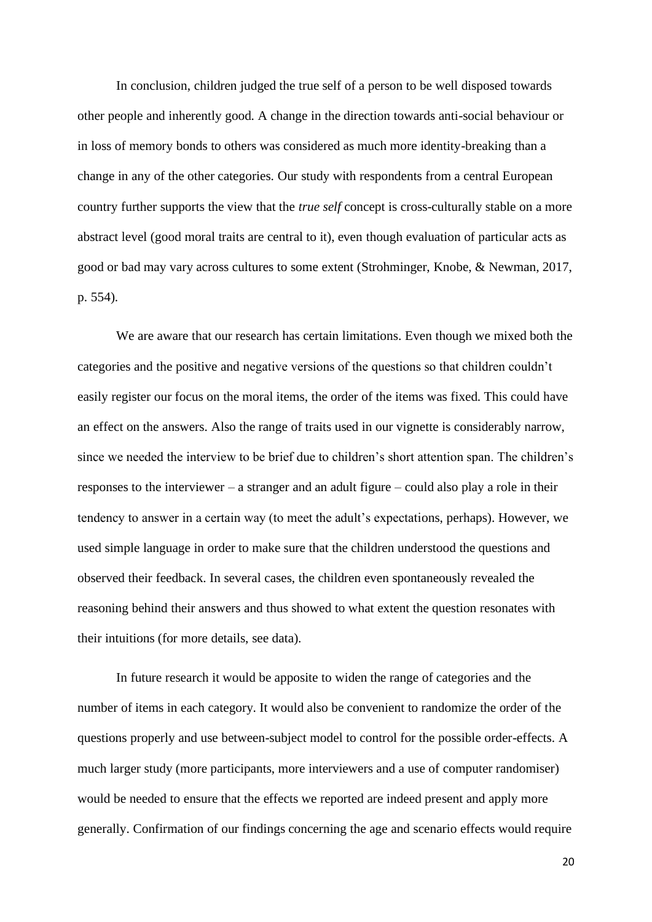In conclusion, children judged the true self of a person to be well disposed towards other people and inherently good. A change in the direction towards anti-social behaviour or in loss of memory bonds to others was considered as much more identity-breaking than a change in any of the other categories. Our study with respondents from a central European country further supports the view that the *true self* concept is cross-culturally stable on a more abstract level (good moral traits are central to it), even though evaluation of particular acts as good or bad may vary across cultures to some extent (Strohminger, Knobe, & Newman, 2017, p. 554).

We are aware that our research has certain limitations. Even though we mixed both the categories and the positive and negative versions of the questions so that children couldn't easily register our focus on the moral items, the order of the items was fixed. This could have an effect on the answers. Also the range of traits used in our vignette is considerably narrow, since we needed the interview to be brief due to children's short attention span. The children's responses to the interviewer – a stranger and an adult figure – could also play a role in their tendency to answer in a certain way (to meet the adult's expectations, perhaps). However, we used simple language in order to make sure that the children understood the questions and observed their feedback. In several cases, the children even spontaneously revealed the reasoning behind their answers and thus showed to what extent the question resonates with their intuitions (for more details, see data).

In future research it would be apposite to widen the range of categories and the number of items in each category. It would also be convenient to randomize the order of the questions properly and use between-subject model to control for the possible order-effects. A much larger study (more participants, more interviewers and a use of computer randomiser) would be needed to ensure that the effects we reported are indeed present and apply more generally. Confirmation of our findings concerning the age and scenario effects would require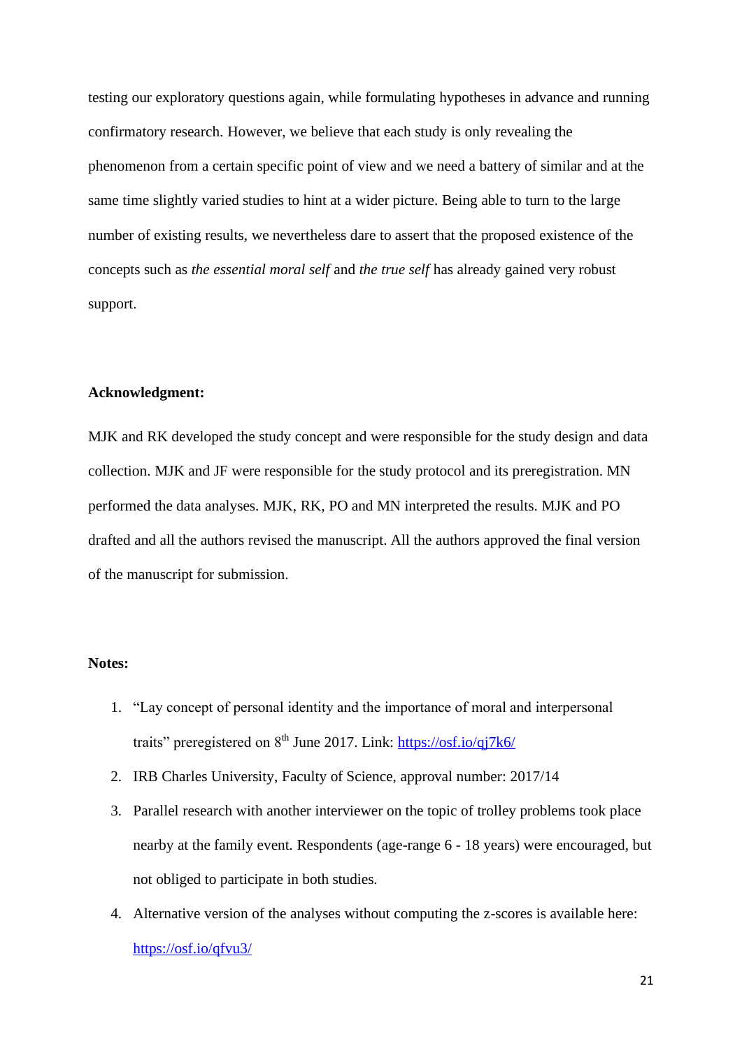testing our exploratory questions again, while formulating hypotheses in advance and running confirmatory research. However, we believe that each study is only revealing the phenomenon from a certain specific point of view and we need a battery of similar and at the same time slightly varied studies to hint at a wider picture. Being able to turn to the large number of existing results, we nevertheless dare to assert that the proposed existence of the concepts such as *the essential moral self* and *the true self* has already gained very robust support.

**Acknowledgment:**

MJK and RK developed the study concept and were responsible for the study design and data collection. MJK and JF were responsible for the study protocol and its preregistration. MN performed the data analyses. MJK, RK, PO and MN interpreted the results. MJK and PO drafted and all the authors revised the manuscript. All the authors approved the final version of the manuscript for submission.

**Notes:**

1. "Lay concept of personal identity and the importance of moral and interpersonal traits" preregistered on 8th June 2017. Link: https://osf.io/qj7k6/
2. IRB Charles University, Faculty of Science, approval number: 2017/14
3. Parallel research with another interviewer on the topic of trolley problems took place nearby at the family event. Respondents (age-range 6 - 18 years) were encouraged, but not obliged to participate in both studies.
4. Alternative version of the analyses without computing the z-scores is available here: https://osf.io/qfvu3/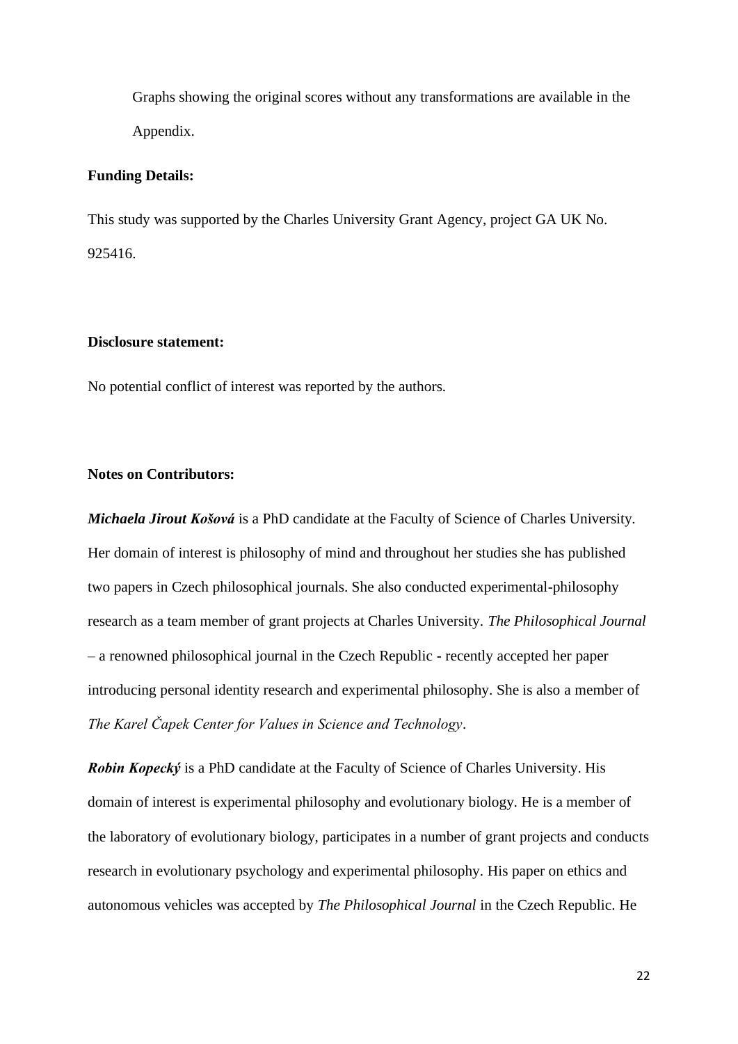Graphs showing the original scores without any transformations are available in the Appendix.

**Funding Details:**

This study was supported by the Charles University Grant Agency, project GA UK No. 925416.

**Disclosure statement:**

No potential conflict of interest was reported by the authors.

**Notes on Contributors:**

***Michaela Jirout Košová*** is a PhD candidate at the Faculty of Science of Charles University. Her domain of interest is philosophy of mind and throughout her studies she has published two papers in Czech philosophical journals. She also conducted experimental-philosophy research as a team member of grant projects at Charles University. *The Philosophical Journal* – a renowned philosophical journal in the Czech Republic - recently accepted her paper introducing personal identity research and experimental philosophy. She is also a member of *The Karel Čapek Center for Values in Science and Technology*.

***Robin Kopecký*** is a PhD candidate at the Faculty of Science of Charles University. His domain of interest is experimental philosophy and evolutionary biology. He is a member of the laboratory of evolutionary biology, participates in a number of grant projects and conducts research in evolutionary psychology and experimental philosophy. His paper on ethics and autonomous vehicles was accepted by *The Philosophical Journal* in the Czech Republic. He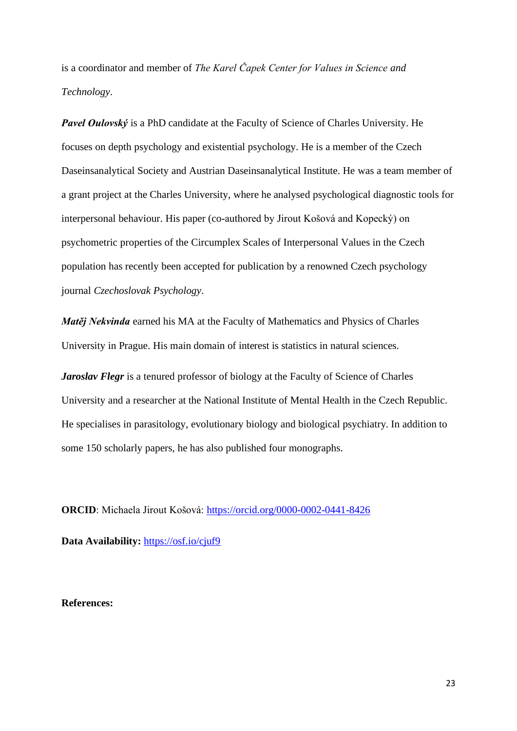is a coordinator and member of *The Karel Čapek Center for Values in Science and Technology*.

***Pavel Oulovský*** is a PhD candidate at the Faculty of Science of Charles University. He focuses on depth psychology and existential psychology. He is a member of the Czech Daseinsanalytical Society and Austrian Daseinsanalytical Institute. He was a team member of a grant project at the Charles University, where he analysed psychological diagnostic tools for interpersonal behaviour. His paper (co-authored by Jirout Košová and Kopecký) on psychometric properties of the Circumplex Scales of Interpersonal Values in the Czech population has recently been accepted for publication by a renowned Czech psychology journal *Czechoslovak Psychology*.

***Matěj Nekvinda*** earned his MA at the Faculty of Mathematics and Physics of Charles University in Prague. His main domain of interest is statistics in natural sciences.

***Jaroslav Flegr*** is a tenured professor of biology at the Faculty of Science of Charles University and a researcher at the National Institute of Mental Health in the Czech Republic. He specialises in parasitology, evolutionary biology and biological psychiatry. In addition to some 150 scholarly papers, he has also published four monographs.

**ORCID**: Michaela Jirout Košová: https://orcid.org/0000-0002-0441-8426

**Data Availability:** https://osf.io/cjuf9

**References:**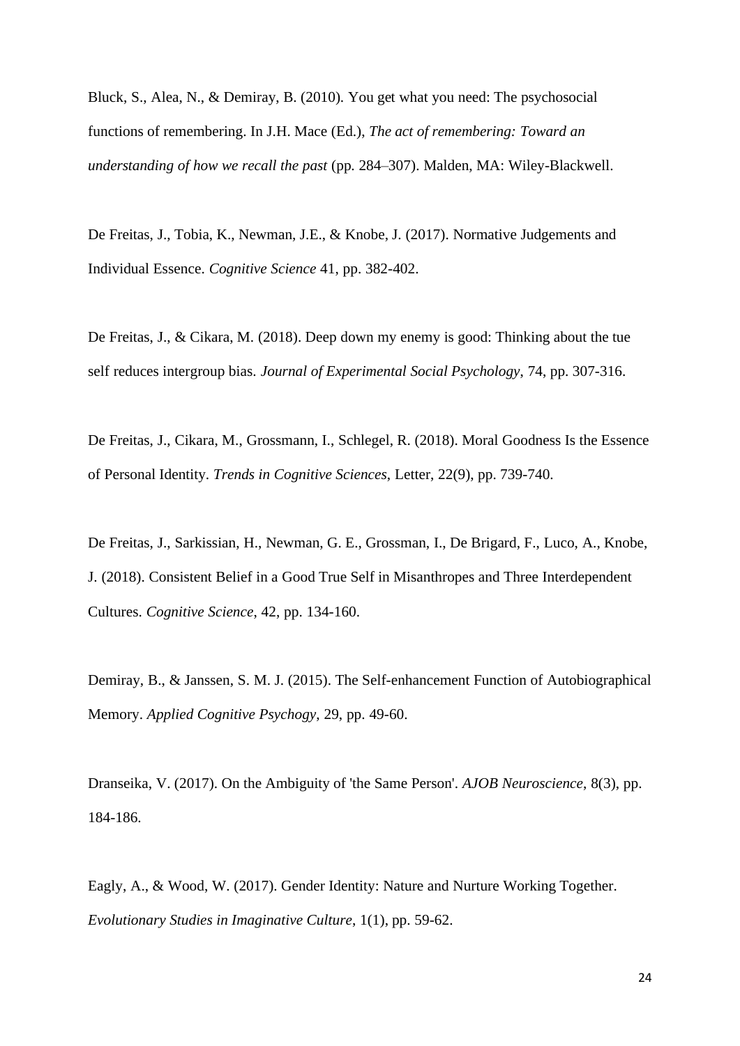Bluck, S., Alea, N., & Demiray, B. (2010). You get what you need: The psychosocial functions of remembering. In J.H. Mace (Ed.), *The act of remembering: Toward an understanding of how we recall the past* (pp. 284–307). Malden, MA: Wiley-Blackwell.

De Freitas, J., Tobia, K., Newman, J.E., & Knobe, J. (2017). Normative Judgements and Individual Essence. *Cognitive Science* 41, pp. 382-402.

De Freitas, J., & Cikara, M. (2018). Deep down my enemy is good: Thinking about the tue self reduces intergroup bias. *Journal of Experimental Social Psychology*, 74, pp. 307-316.

De Freitas, J., Cikara, M., Grossmann, I., Schlegel, R. (2018). Moral Goodness Is the Essence of Personal Identity. *Trends in Cognitive Sciences*, Letter, 22(9), pp. 739-740.

De Freitas, J., Sarkissian, H., Newman, G. E., Grossman, I., De Brigard, F., Luco, A., Knobe, J. (2018). Consistent Belief in a Good True Self in Misanthropes and Three Interdependent Cultures. *Cognitive Science*, 42, pp. 134-160.

Demiray, B., & Janssen, S. M. J. (2015). The Self-enhancement Function of Autobiographical Memory. *Applied Cognitive Psychogy*, 29, pp. 49-60.

Dranseika, V. (2017). On the Ambiguity of 'the Same Person'. *AJOB Neuroscience*, 8(3), pp. 184-186.

Eagly, A., & Wood, W. (2017). Gender Identity: Nature and Nurture Working Together. *Evolutionary Studies in Imaginative Culture*, 1(1), pp. 59-62.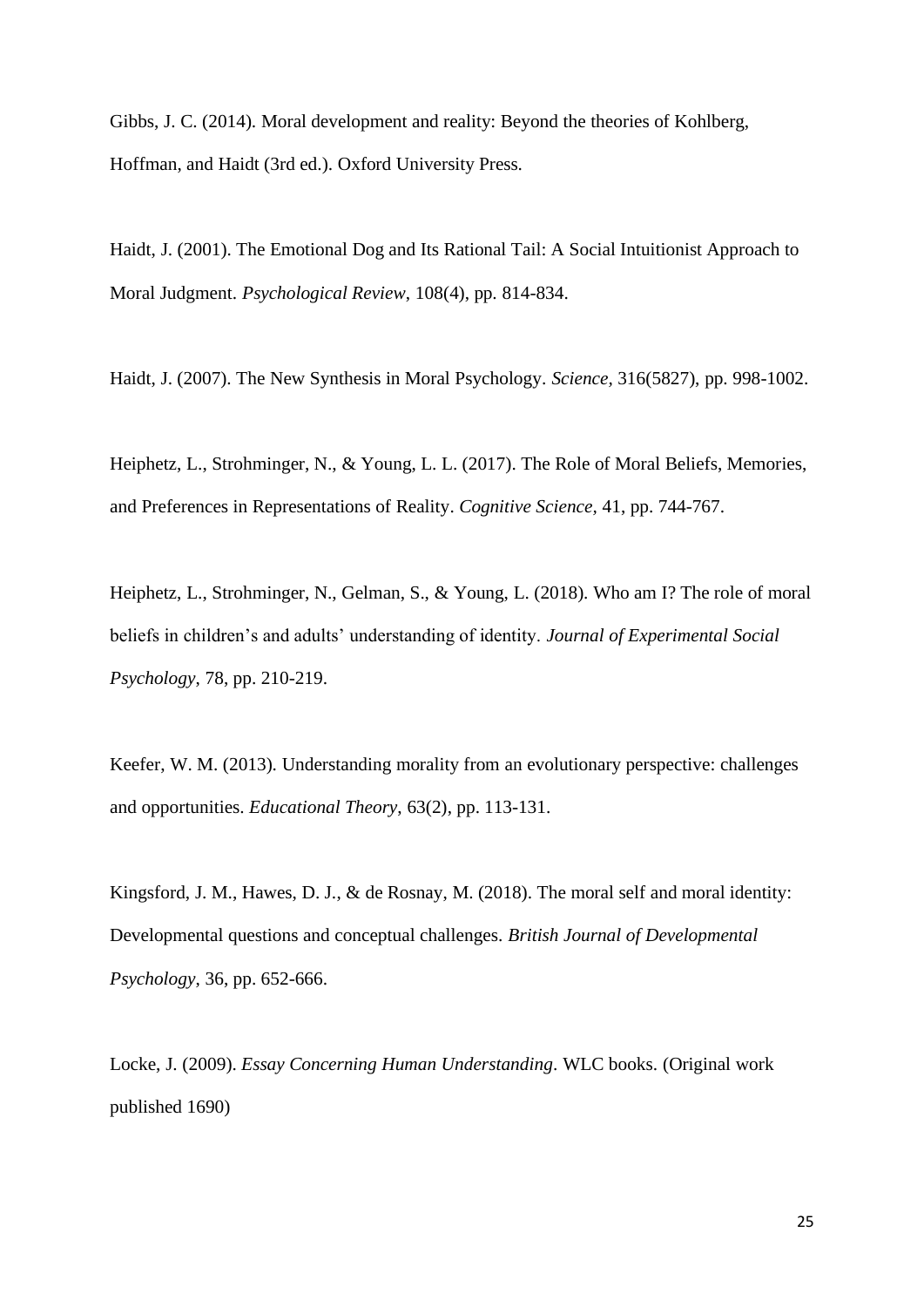Gibbs, J. C. (2014). Moral development and reality: Beyond the theories of Kohlberg, Hoffman, and Haidt (3rd ed.). Oxford University Press.

Haidt, J. (2001). The Emotional Dog and Its Rational Tail: A Social Intuitionist Approach to Moral Judgment. *Psychological Review*, 108(4), pp. 814-834.

Haidt, J. (2007). The New Synthesis in Moral Psychology. *Science,* 316(5827), pp. 998-1002.

Heiphetz, L., Strohminger, N., & Young, L. L. (2017). The Role of Moral Beliefs, Memories, and Preferences in Representations of Reality. *Cognitive Science,* 41, pp. 744-767.

Heiphetz, L., Strohminger, N., Gelman, S., & Young, L. (2018). Who am I? The role of moral beliefs in children's and adults' understanding of identity. *Journal of Experimental Social Psychology*, 78, pp. 210-219.

Keefer, W. M. (2013). Understanding morality from an evolutionary perspective: challenges and opportunities. *Educational Theory*, 63(2), pp. 113-131.

Kingsford, J. M., Hawes, D. J., & de Rosnay, M. (2018). The moral self and moral identity: Developmental questions and conceptual challenges. *British Journal of Developmental Psychology*, 36, pp. 652-666.

Locke, J. (2009). *Essay Concerning Human Understanding*. WLC books. (Original work published 1690)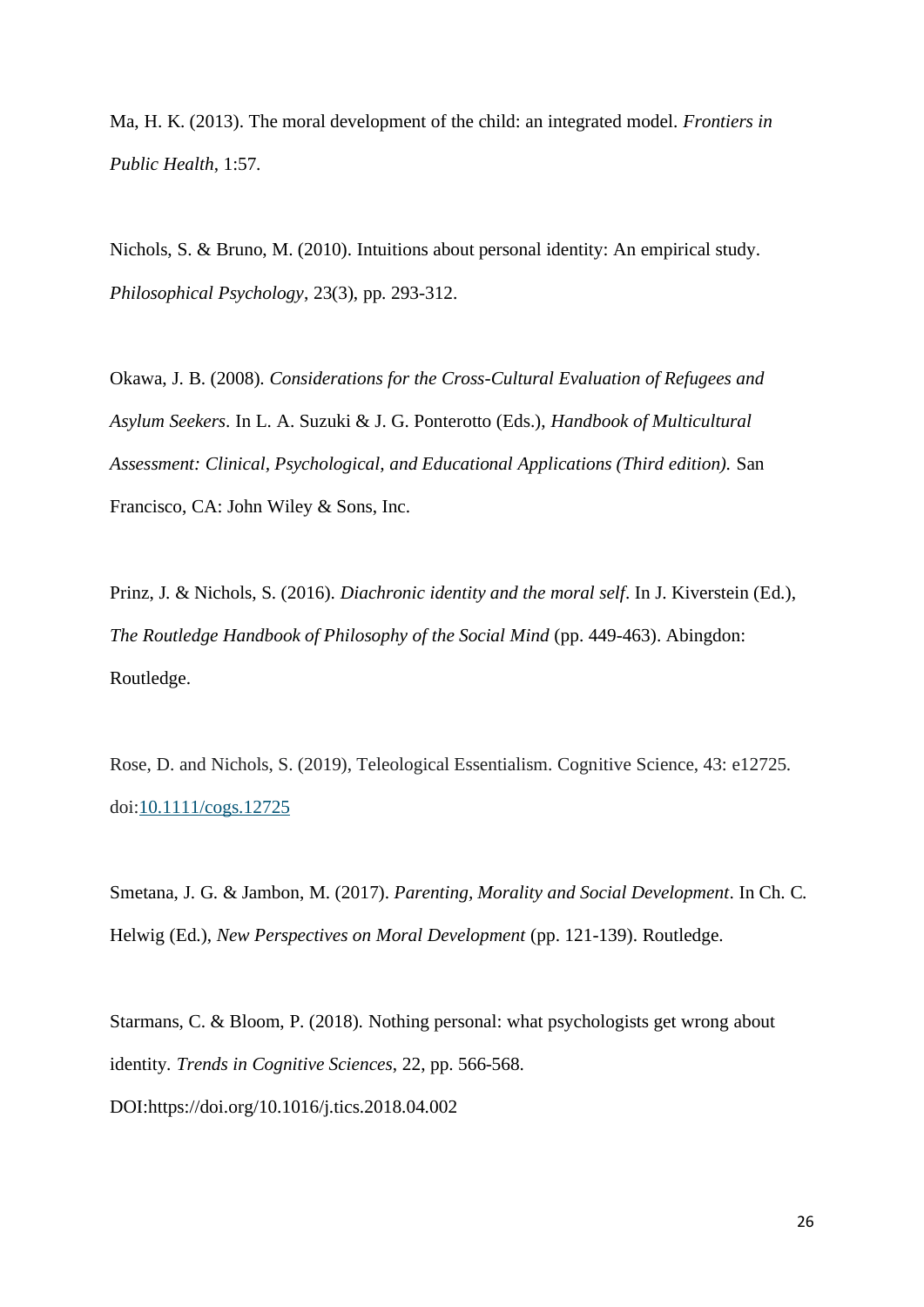Ma, H. K. (2013). The moral development of the child: an integrated model. *Frontiers in Public Health*, 1:57.

Nichols, S. & Bruno, M. (2010). Intuitions about personal identity: An empirical study. *Philosophical Psychology*, 23(3), pp. 293-312.

Okawa, J. B. (2008). *Considerations for the Cross-Cultural Evaluation of Refugees and Asylum Seekers*. In L. A. Suzuki & J. G. Ponterotto (Eds.), *Handbook of Multicultural Assessment: Clinical, Psychological, and Educational Applications (Third edition).* San Francisco, CA: John Wiley & Sons, Inc.

Prinz, J. & Nichols, S. (2016). *Diachronic identity and the moral self*. In J. Kiverstein (Ed.), *The Routledge Handbook of Philosophy of the Social Mind* (pp. 449-463). Abingdon: Routledge.

Rose, D. and Nichols, S. (2019), Teleological Essentialism. Cognitive Science, 43: e12725. doi:10.1111/cogs.12725

Smetana, J. G. & Jambon, M. (2017). *Parenting, Morality and Social Development*. In Ch. C. Helwig (Ed.), *New Perspectives on Moral Development* (pp. 121-139). Routledge.

Starmans, C. & Bloom, P. (2018). Nothing personal: what psychologists get wrong about identity. *Trends in Cognitive Sciences*, 22, pp. 566-568. DOI:https://doi.org/10.1016/j.tics.2018.04.002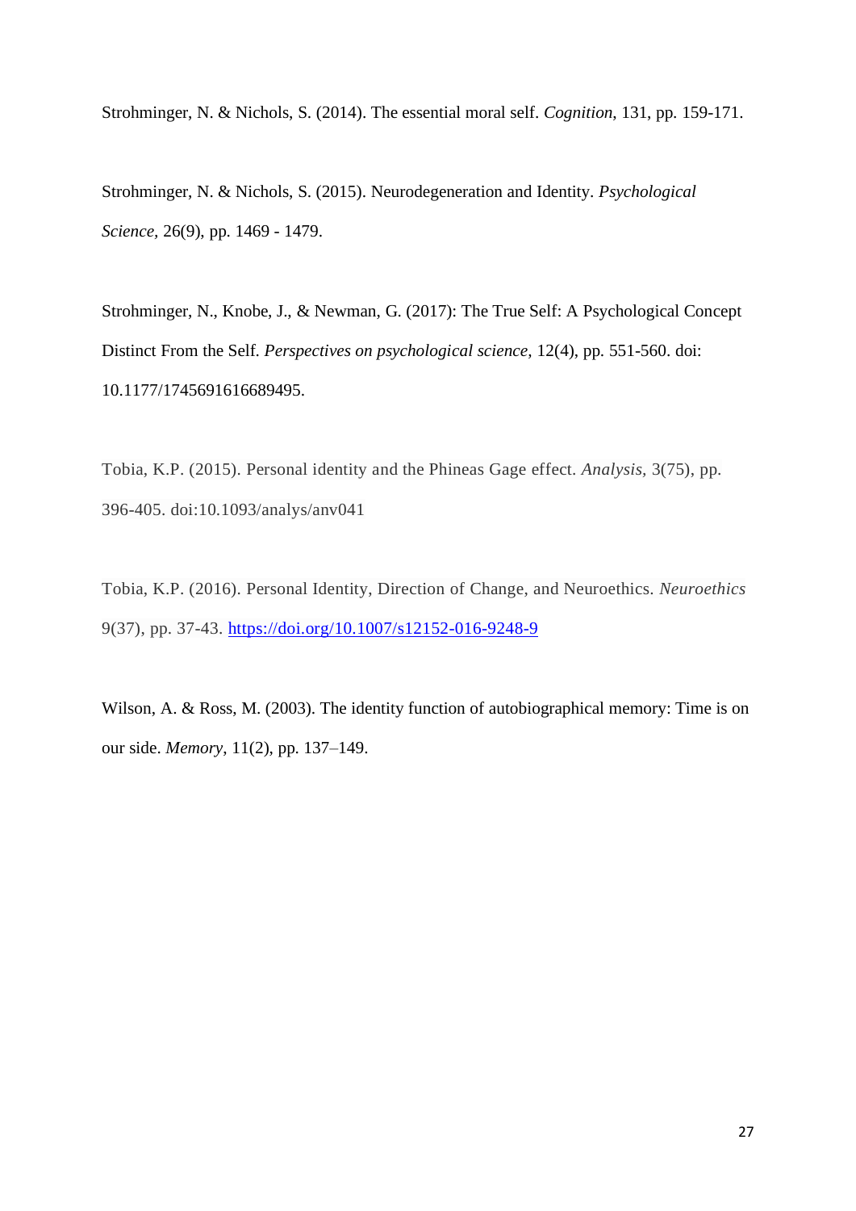Strohminger, N. & Nichols, S. (2014). The essential moral self. *Cognition*, 131, pp. 159-171.

Strohminger, N. & Nichols, S. (2015). Neurodegeneration and Identity. *Psychological Science,* 26(9), pp. 1469 - 1479.

Strohminger, N., Knobe, J., & Newman, G. (2017): The True Self: A Psychological Concept Distinct From the Self. *Perspectives on psychological science*, 12(4), pp. 551-560. doi: 10.1177/1745691616689495.

Tobia, K.P. (2015). Personal identity and the Phineas Gage effect. *Analysis*, 3(75), pp. 396-405. doi:10.1093/analys/anv041

Tobia, K.P. (2016). Personal Identity, Direction of Change, and Neuroethics. *Neuroethics* 9(37), pp. 37-43. https://doi.org/10.1007/s12152-016-9248-9

Wilson, A. & Ross, M. (2003). The identity function of autobiographical memory: Time is on our side. *Memory*, 11(2), pp. 137–149.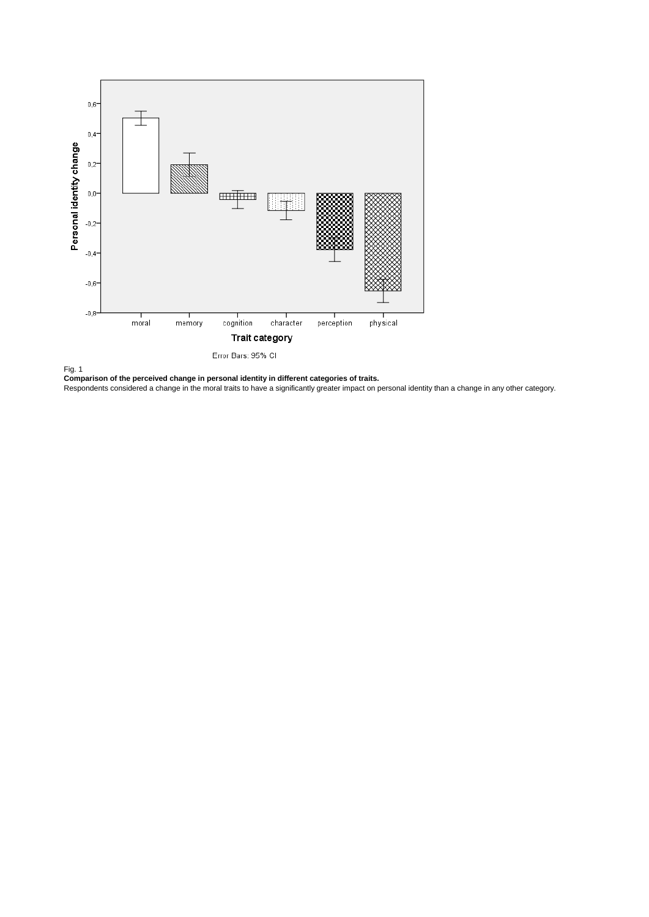Fig. 1

**Comparison of the perceived change in personal identity in different categories of traits.**

Respondents considered a change in the moral traits to have a significantly greater impact on personal identity than a change in any other category.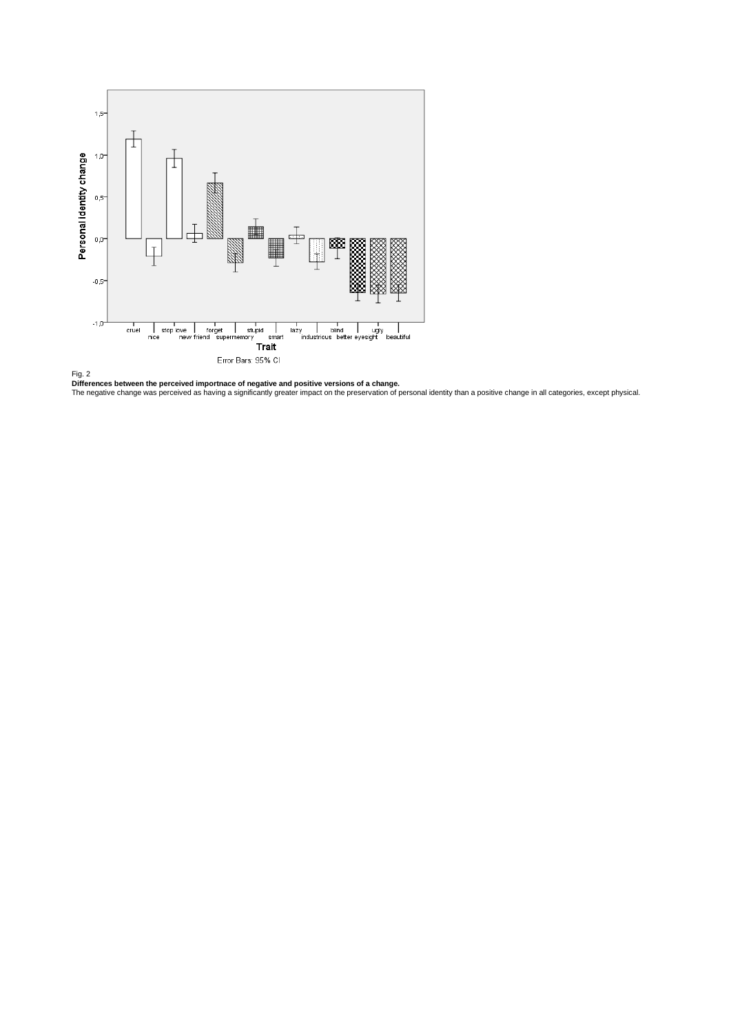Fig. 2

**Differences between the perceived importnace of negative and positive versions of a change.**

The negative change was perceived as having a significantly greater impact on the preservation of personal identity than a positive change in all categories, except physical.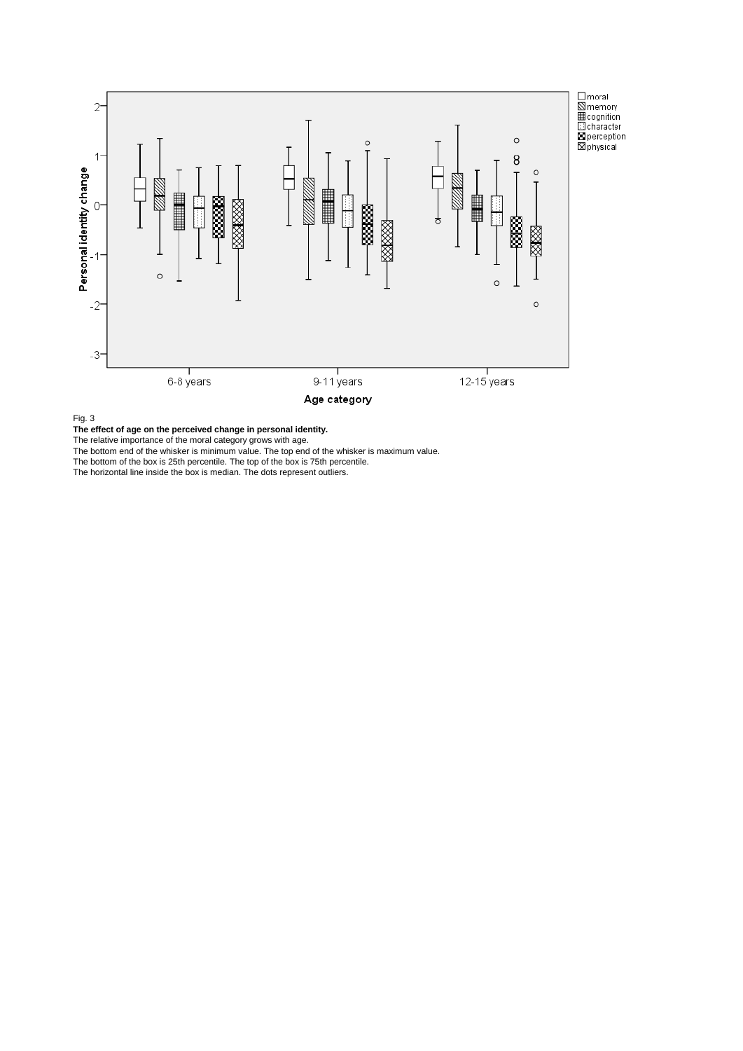Fig. 3

**The effect of age on the perceived change in personal identity.**

The relative importance of the moral category grows with age.

The bottom end of the whisker is minimum value. The top end of the whisker is maximum value.

The bottom of the box is 25th percentile. The top of the box is 75th percentile.

The horizontal line inside the box is median. The dots represent outliers.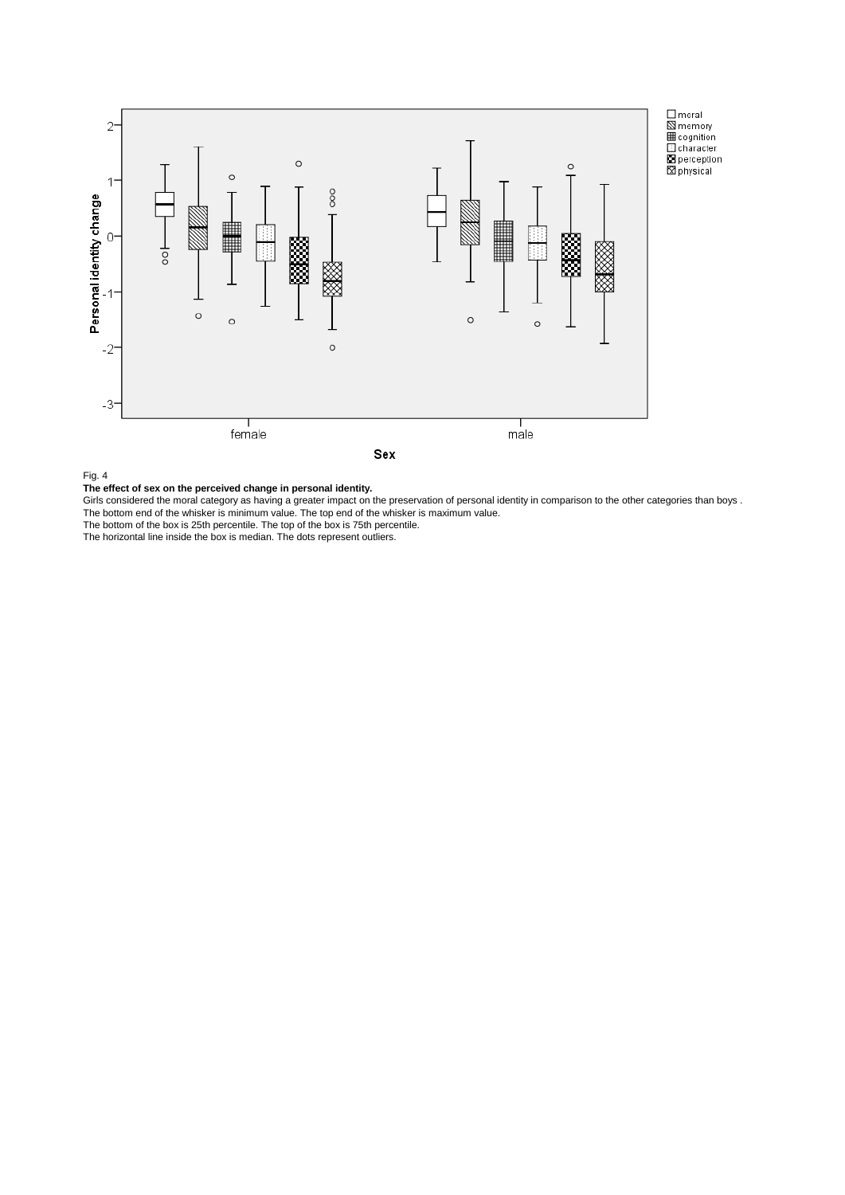Fig. 4

**The effect of sex on the perceived change in personal identity.**

Girls considered the moral category as having a greater impact on the preservation of personal identity in comparison to the other categories than boys .

The bottom end of the whisker is minimum value. The top end of the whisker is maximum value.

The bottom of the box is 25th percentile. The top of the box is 75th percentile.

The horizontal line inside the box is median. The dots represent outliers.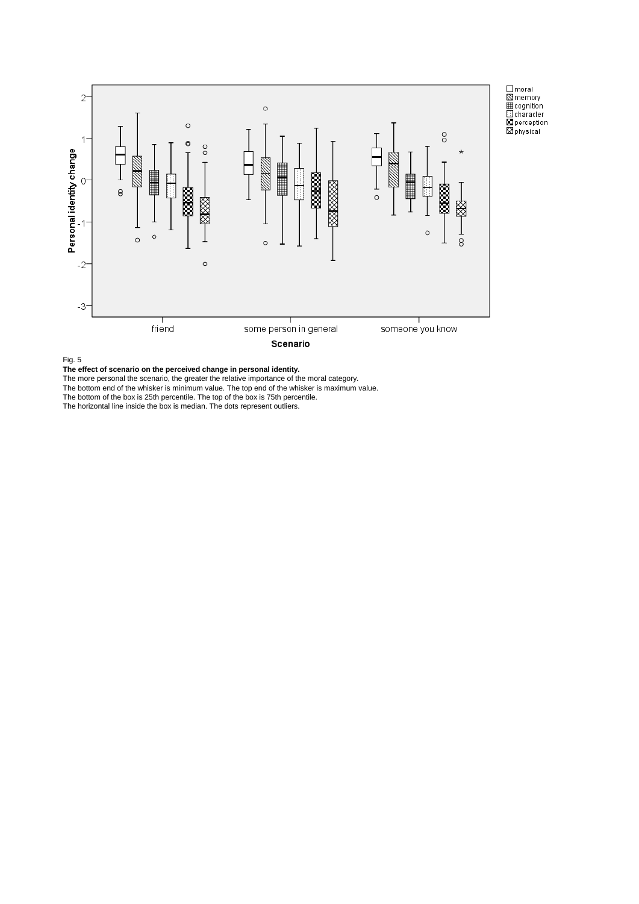Fig. 5

**The effect of scenario on the perceived change in personal identity.**

The more personal the scenario, the greater the relative importance of the moral category.

The bottom end of the whisker is minimum value. The top end of the whisker is maximum value.

The bottom of the box is 25th percentile. The top of the box is 75th percentile.

The horizontal line inside the box is median. The dots represent outliers.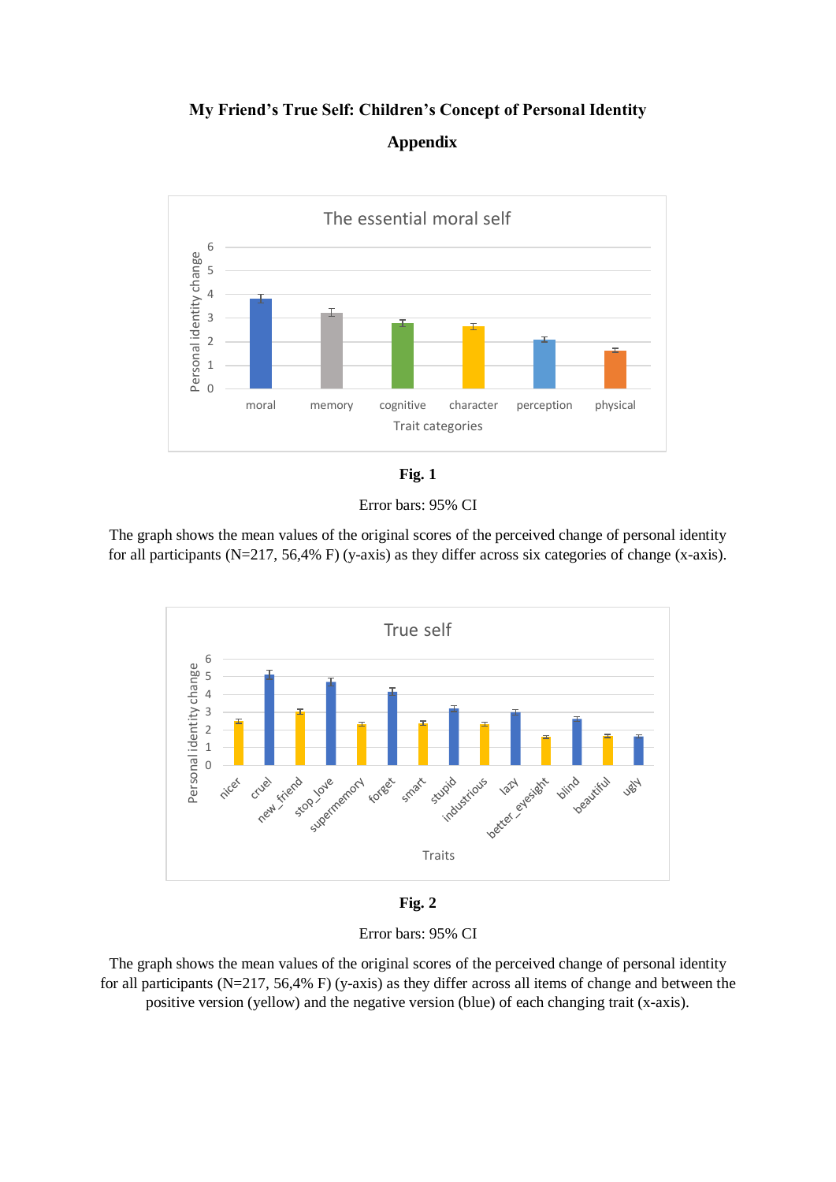**My Friend's True Self: Children's Concept of Personal Identity**

**Appendix**

**Fig. 1**

Error bars: 95% CI

The graph shows the mean values of the original scores of the perceived change of personal identity for all participants (N=217, 56,4% F) (y-axis) as they differ across six categories of change (x-axis).

**Fig. 2**

Error bars: 95% CI

The graph shows the mean values of the original scores of the perceived change of personal identity for all participants (N=217, 56,4% F) (y-axis) as they differ across all items of change and between the positive version (yellow) and the negative version (blue) of each changing trait (x-axis).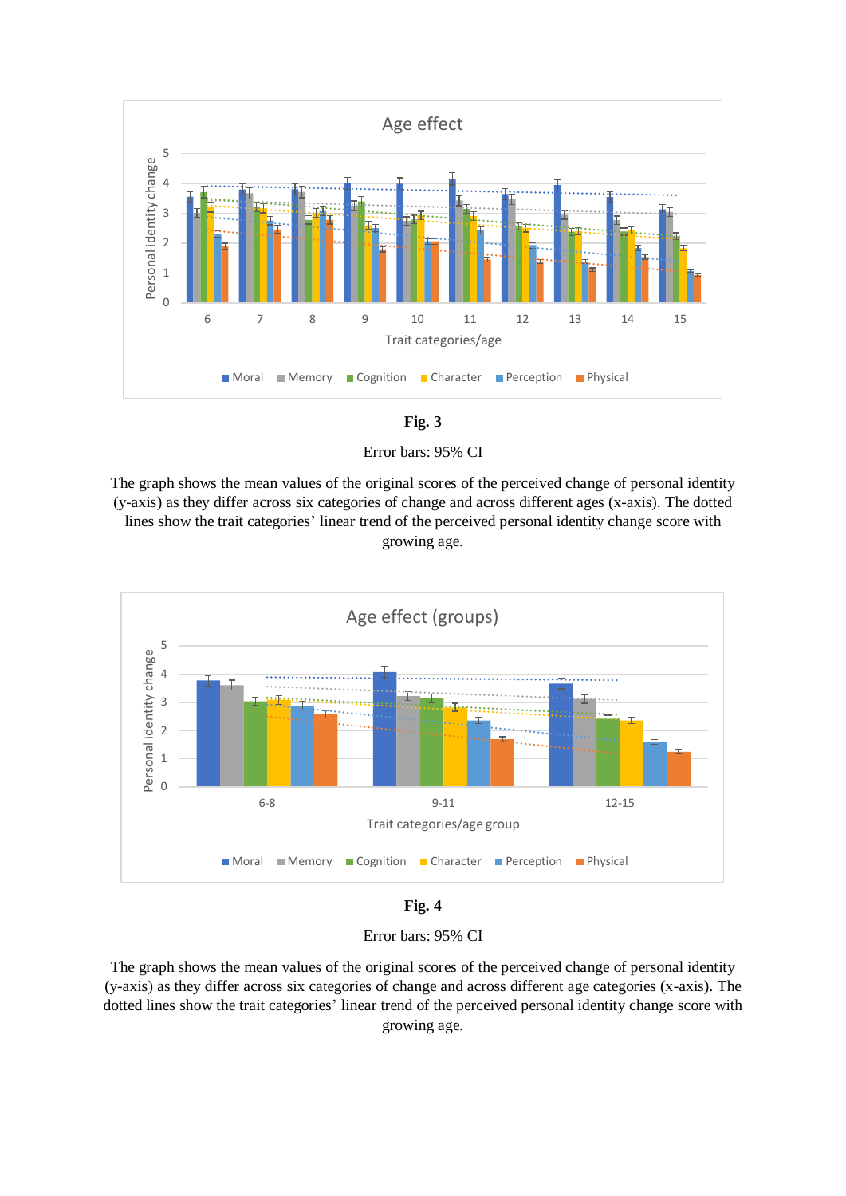**Fig. 3**

Error bars: 95% CI

The graph shows the mean values of the original scores of the perceived change of personal identity (y-axis) as they differ across six categories of change and across different ages (x-axis). The dotted lines show the trait categories' linear trend of the perceived personal identity change score with growing age.

**Fig. 4**

Error bars: 95% CI

The graph shows the mean values of the original scores of the perceived change of personal identity (y-axis) as they differ across six categories of change and across different age categories (x-axis). The dotted lines show the trait categories' linear trend of the perceived personal identity change score with growing age.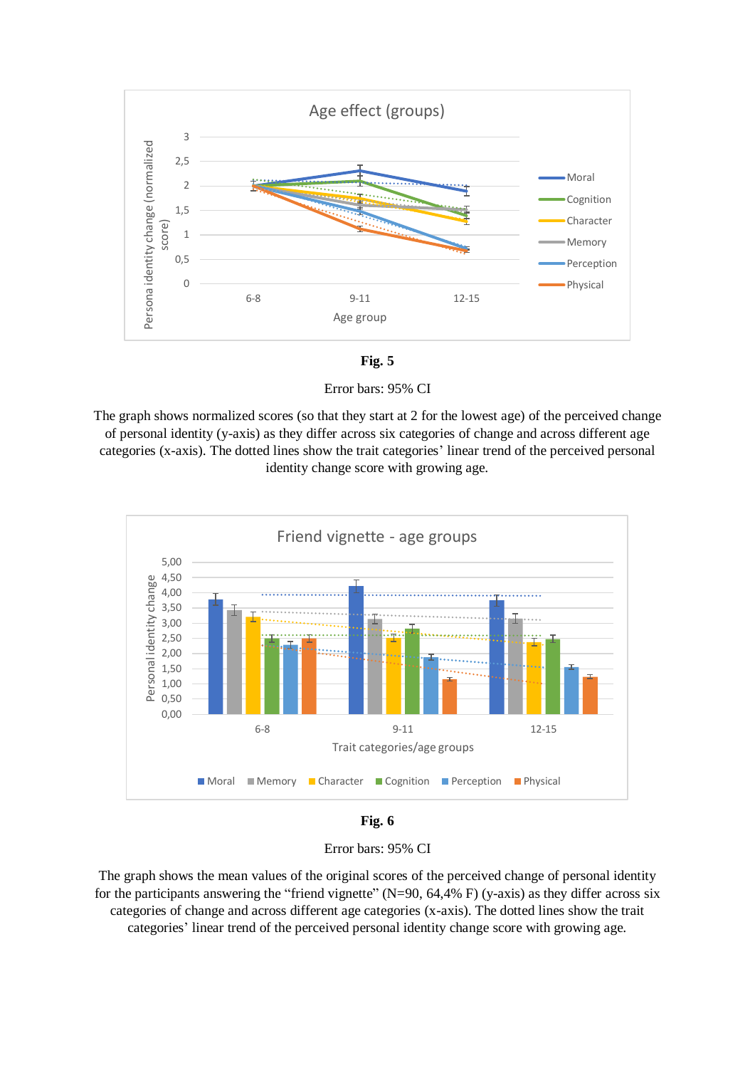**Fig. 5**

Error bars: 95% CI

The graph shows normalized scores (so that they start at 2 for the lowest age) of the perceived change of personal identity (y-axis) as they differ across six categories of change and across different age categories (x-axis). The dotted lines show the trait categories' linear trend of the perceived personal identity change score with growing age.

**Fig. 6**

Error bars: 95% CI

The graph shows the mean values of the original scores of the perceived change of personal identity for the participants answering the "friend vignette" (N=90, 64,4% F) (y-axis) as they differ across six categories of change and across different age categories (x-axis). The dotted lines show the trait categories' linear trend of the perceived personal identity change score with growing age.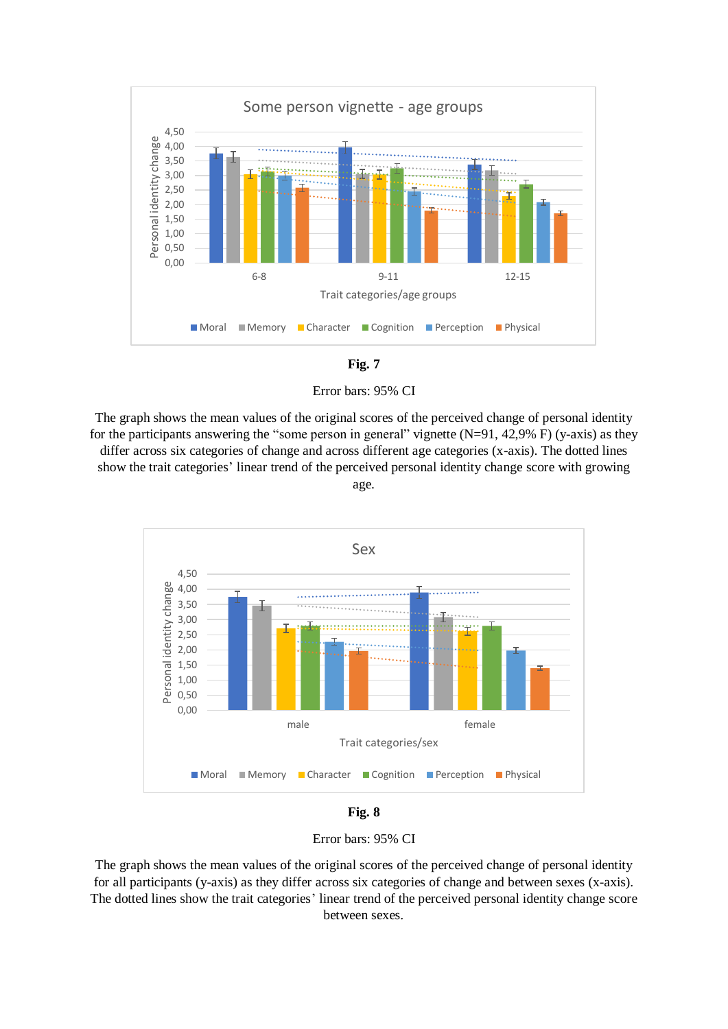**Fig. 7**

Error bars: 95% CI

The graph shows the mean values of the original scores of the perceived change of personal identity for the participants answering the "some person in general" vignette (N=91, 42,9% F) (y-axis) as they differ across six categories of change and across different age categories (x-axis). The dotted lines show the trait categories' linear trend of the perceived personal identity change score with growing age.

**Fig. 8**

Error bars: 95% CI

The graph shows the mean values of the original scores of the perceived change of personal identity for all participants (y-axis) as they differ across six categories of change and between sexes (x-axis). The dotted lines show the trait categories' linear trend of the perceived personal identity change score between sexes.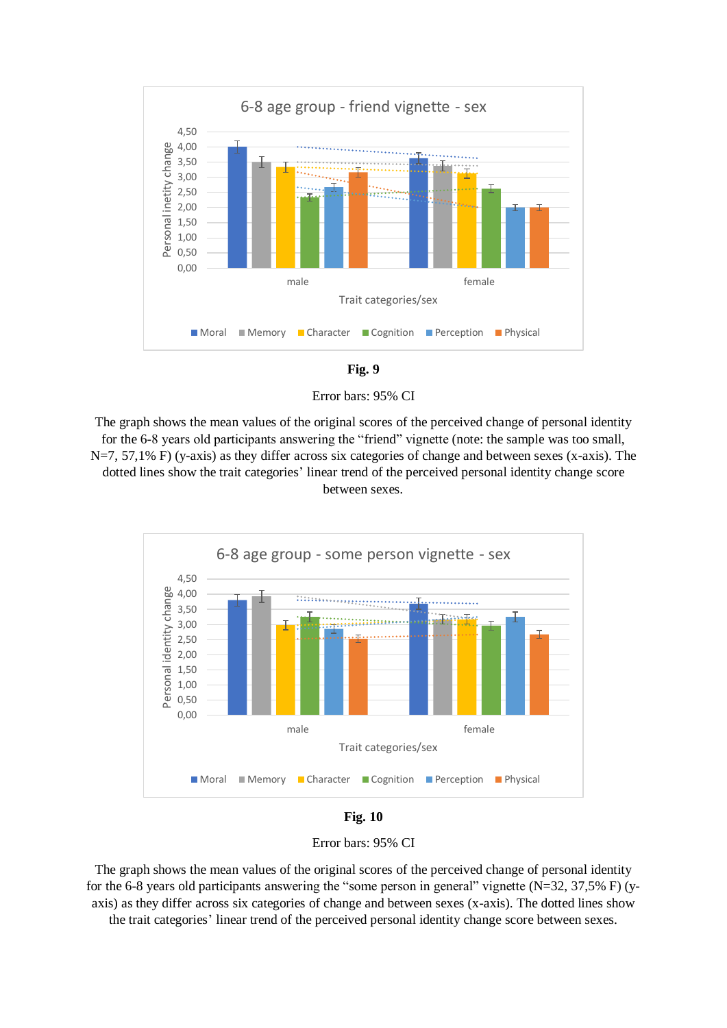**Fig. 9**

Error bars: 95% CI

The graph shows the mean values of the original scores of the perceived change of personal identity for the 6-8 years old participants answering the "friend" vignette (note: the sample was too small, N=7, 57,1% F) (y-axis) as they differ across six categories of change and between sexes (x-axis). The dotted lines show the trait categories' linear trend of the perceived personal identity change score between sexes.

**Fig. 10**

Error bars: 95% CI

The graph shows the mean values of the original scores of the perceived change of personal identity for the 6-8 years old participants answering the "some person in general" vignette (N=32, 37,5% F) (y-axis) as they differ across six categories of change and between sexes (x-axis). The dotted lines show the trait categories' linear trend of the perceived personal identity change score between sexes.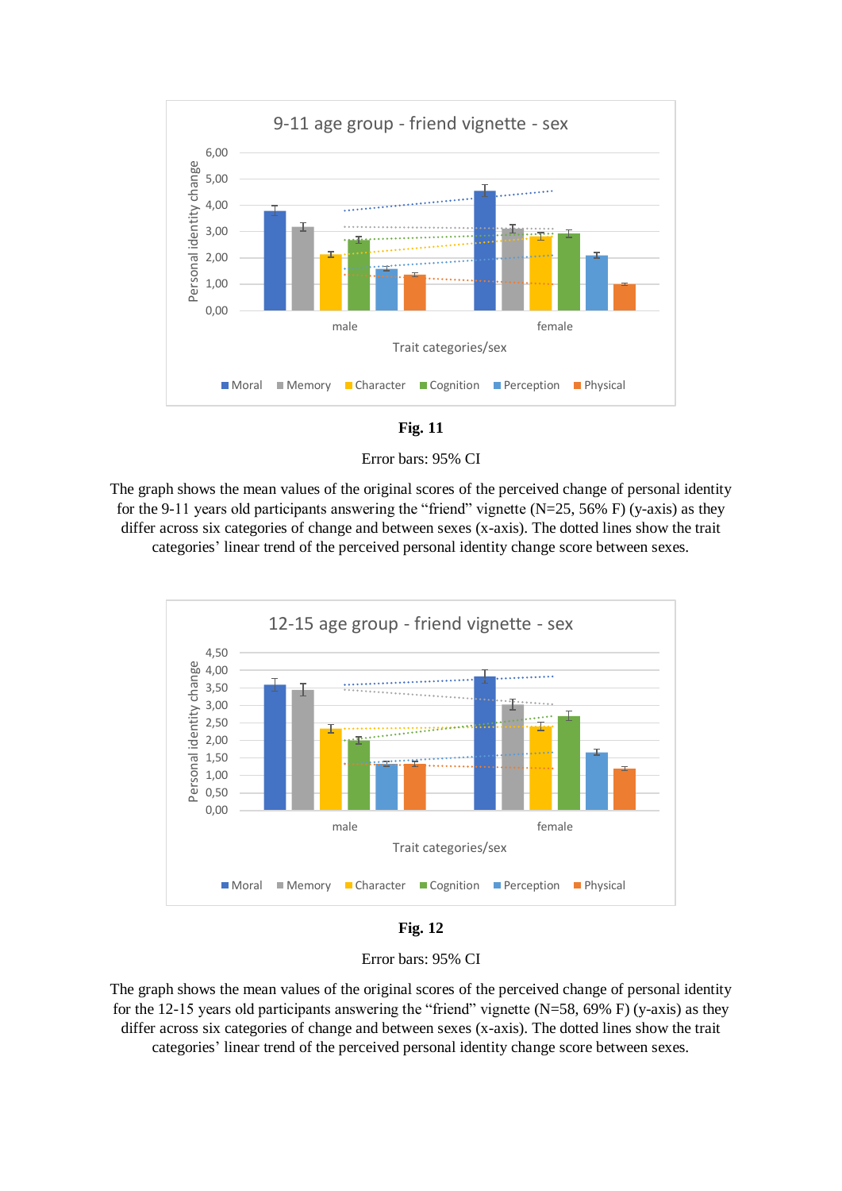**Fig. 11**

Error bars: 95% CI

The graph shows the mean values of the original scores of the perceived change of personal identity for the 9-11 years old participants answering the "friend" vignette (N=25, 56% F) (y-axis) as they differ across six categories of change and between sexes (x-axis). The dotted lines show the trait categories' linear trend of the perceived personal identity change score between sexes.

**Fig. 12**

Error bars: 95% CI

The graph shows the mean values of the original scores of the perceived change of personal identity for the 12-15 years old participants answering the "friend" vignette (N=58, 69% F) (y-axis) as they differ across six categories of change and between sexes (x-axis). The dotted lines show the trait categories' linear trend of the perceived personal identity change score between sexes.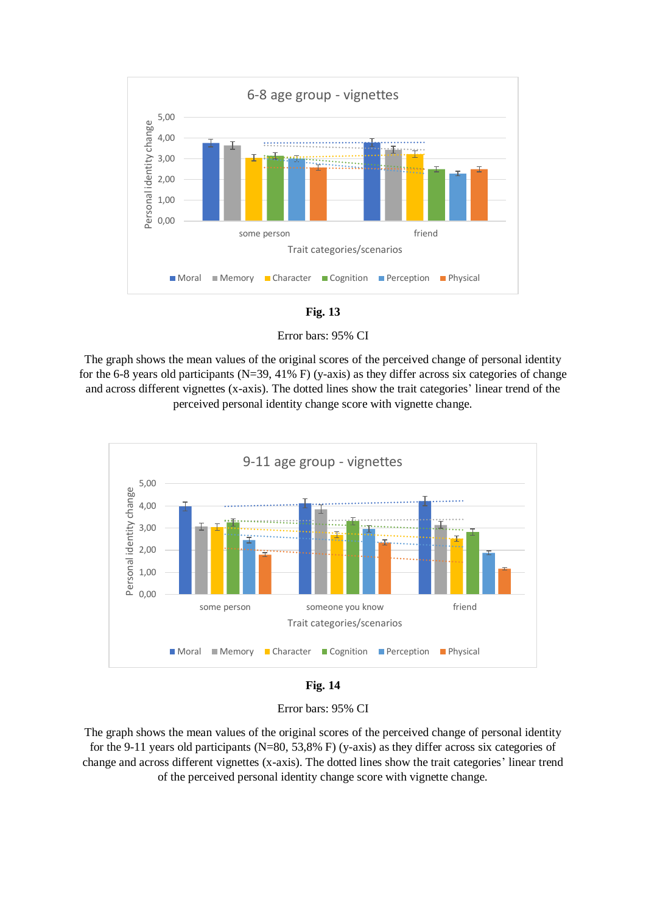**Fig. 13**

Error bars: 95% CI

The graph shows the mean values of the original scores of the perceived change of personal identity for the 6-8 years old participants (N=39, 41% F) (y-axis) as they differ across six categories of change and across different vignettes (x-axis). The dotted lines show the trait categories' linear trend of the perceived personal identity change score with vignette change.

**Fig. 14**

Error bars: 95% CI

The graph shows the mean values of the original scores of the perceived change of personal identity for the 9-11 years old participants (N=80, 53,8% F) (y-axis) as they differ across six categories of change and across different vignettes (x-axis). The dotted lines show the trait categories' linear trend of the perceived personal identity change score with vignette change.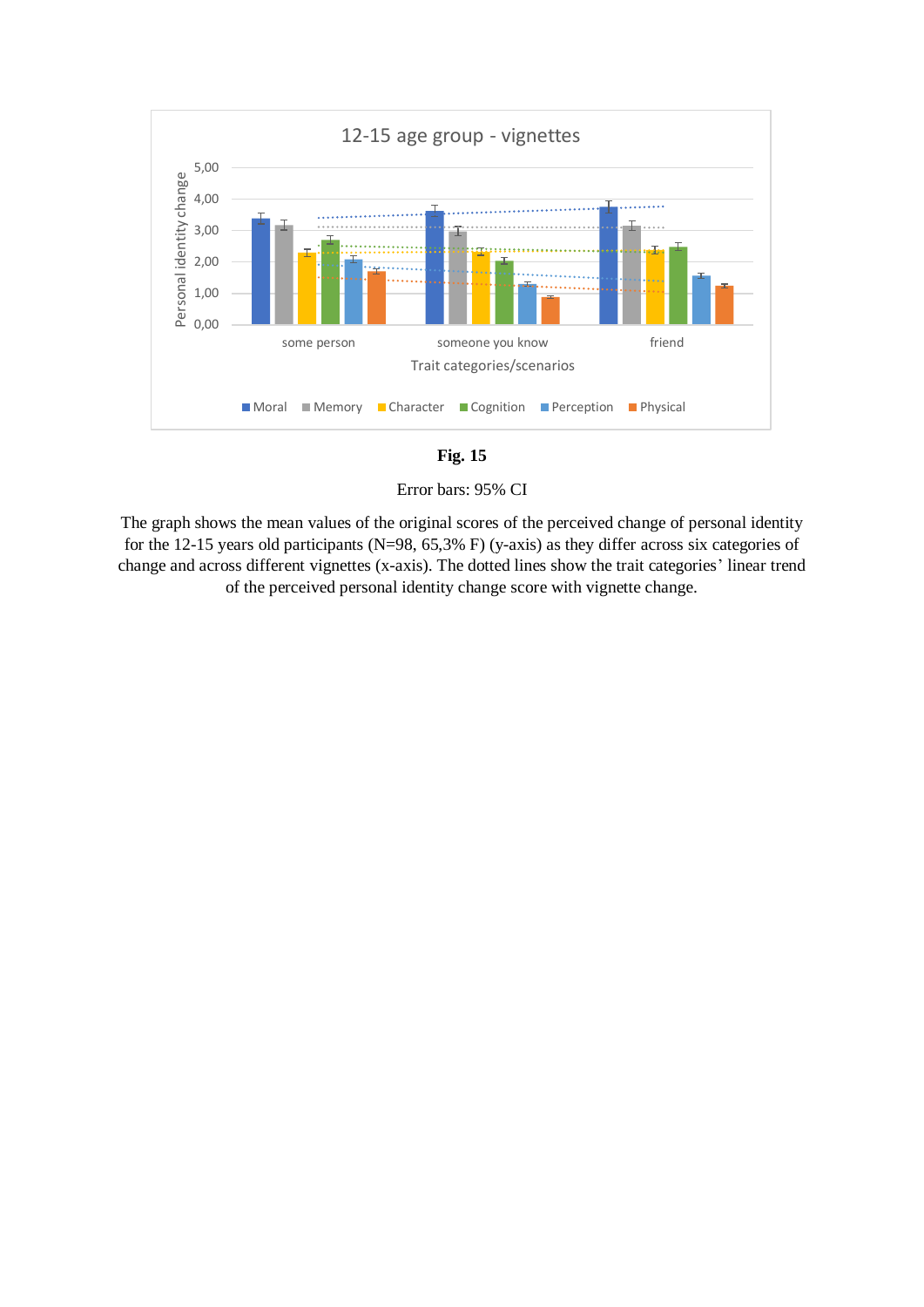**Fig. 15**

Error bars: 95% CI

The graph shows the mean values of the original scores of the perceived change of personal identity for the 12-15 years old participants (N=98, 65,3% F) (y-axis) as they differ across six categories of change and across different vignettes (x-axis). The dotted lines show the trait categories' linear trend of the perceived personal identity change score with vignette change.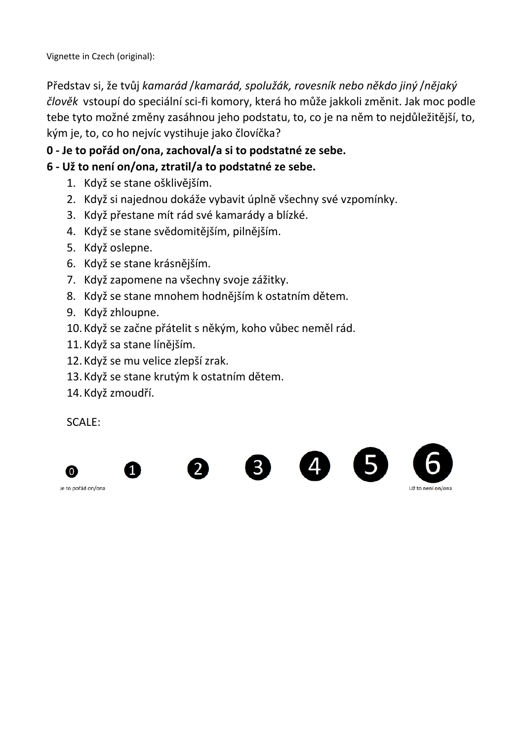Vignette in Czech (original):

Představ si, že tvůj *kamarád* /*kamarád, spolužák, rovesník nebo někdo jiný* /*nějaký člověk* vstoupí do speciální sci-fi komory, která ho může jakkoli změnit. Jak moc podle tebe tyto možné změny zasáhnou jeho podstatu, to, co je na něm to nejdůležitější, to, kým je, to, co ho nejvíc vystihuje jako človíčka?

**0 - Je to pořád on/ona, zachoval/a si to podstatné ze sebe.**

**6 - Už to není on/ona, ztratil/a to podstatné ze sebe.**

1. Když se stane ošklivějším.
2. Když si najednou dokáže vybavit úplně všechny své vzpomínky.
3. Když přestane mít rád své kamarády a blízké.
4. Když se stane svědomitějším, pilnějším.
5. Když oslepne.
6. Když se stane krásnějším.
7. Když zapomene na všechny svoje zážitky.
8. Když se stane mnohem hodnějším k ostatním dětem.
9. Když zhloupne.
10. Když se začne přátelit s někým, koho vůbec neměl rád.
11. Když sa stane línějším.
12. Když se mu velice zlepší zrak.
13. Když se stane krutým k ostatním dětem.
14. Když zmoudří.

SCALE:

0 (Je to pořád on/ona) 1 2 3 4 5 6 (Už to není on/ona)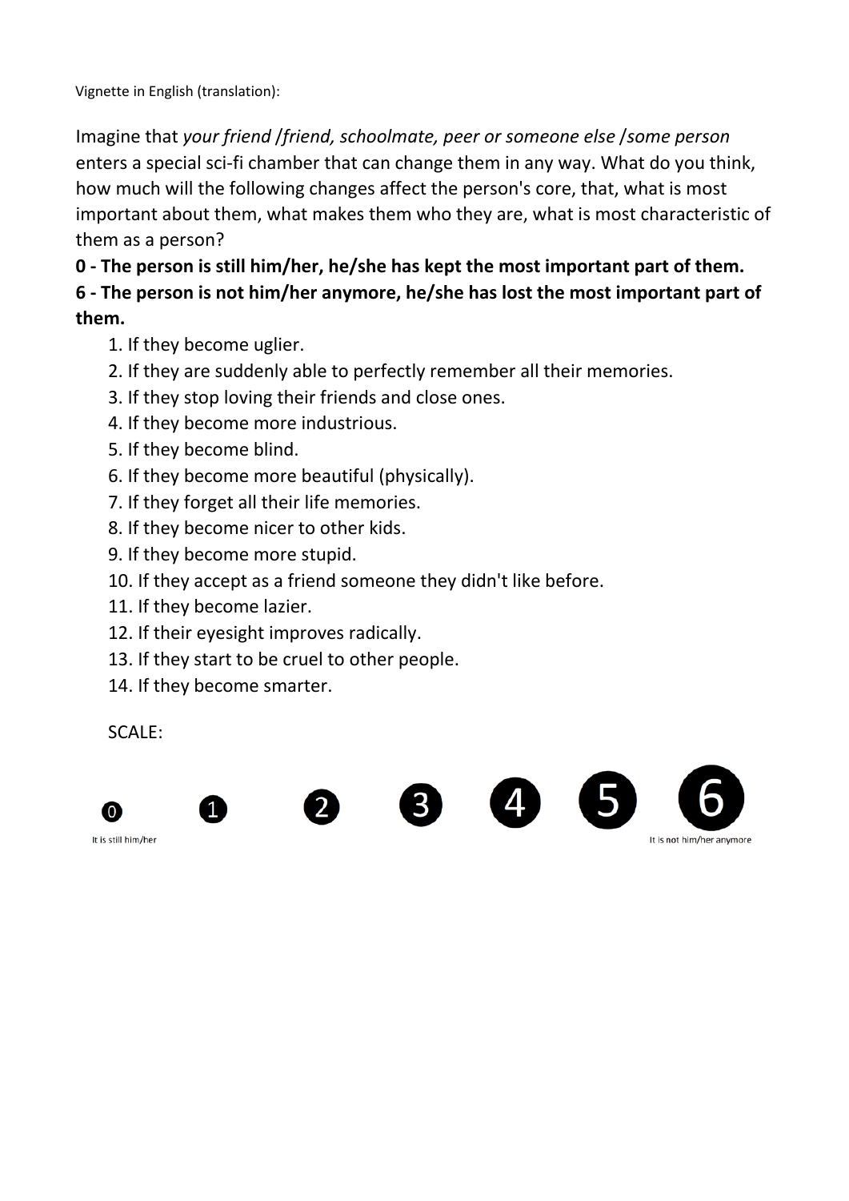Vignette in English (translation):

Imagine that *your friend /friend, schoolmate, peer or someone else /some person* enters a special sci-fi chamber that can change them in any way. What do you think, how much will the following changes affect the person's core, that, what is most important about them, what makes them who they are, what is most characteristic of them as a person?

**0 - The person is still him/her, he/she has kept the most important part of them.**

**6 - The person is not him/her anymore, he/she has lost the most important part of them.**

1. If they become uglier.
2. If they are suddenly able to perfectly remember all their memories.
3. If they stop loving their friends and close ones.
4. If they become more industrious.
5. If they become blind.
6. If they become more beautiful (physically).
7. If they forget all their life memories.
8. If they become nicer to other kids.
9. If they become more stupid.
10. If they accept as a friend someone they didn't like before.
11. If they become lazier.
12. If their eyesight improves radically.
13. If they start to be cruel to other people.
14. If they become smarter.

SCALE:

0 1 2 3 4 5 6

It is still him/her

It is not him/her anymore